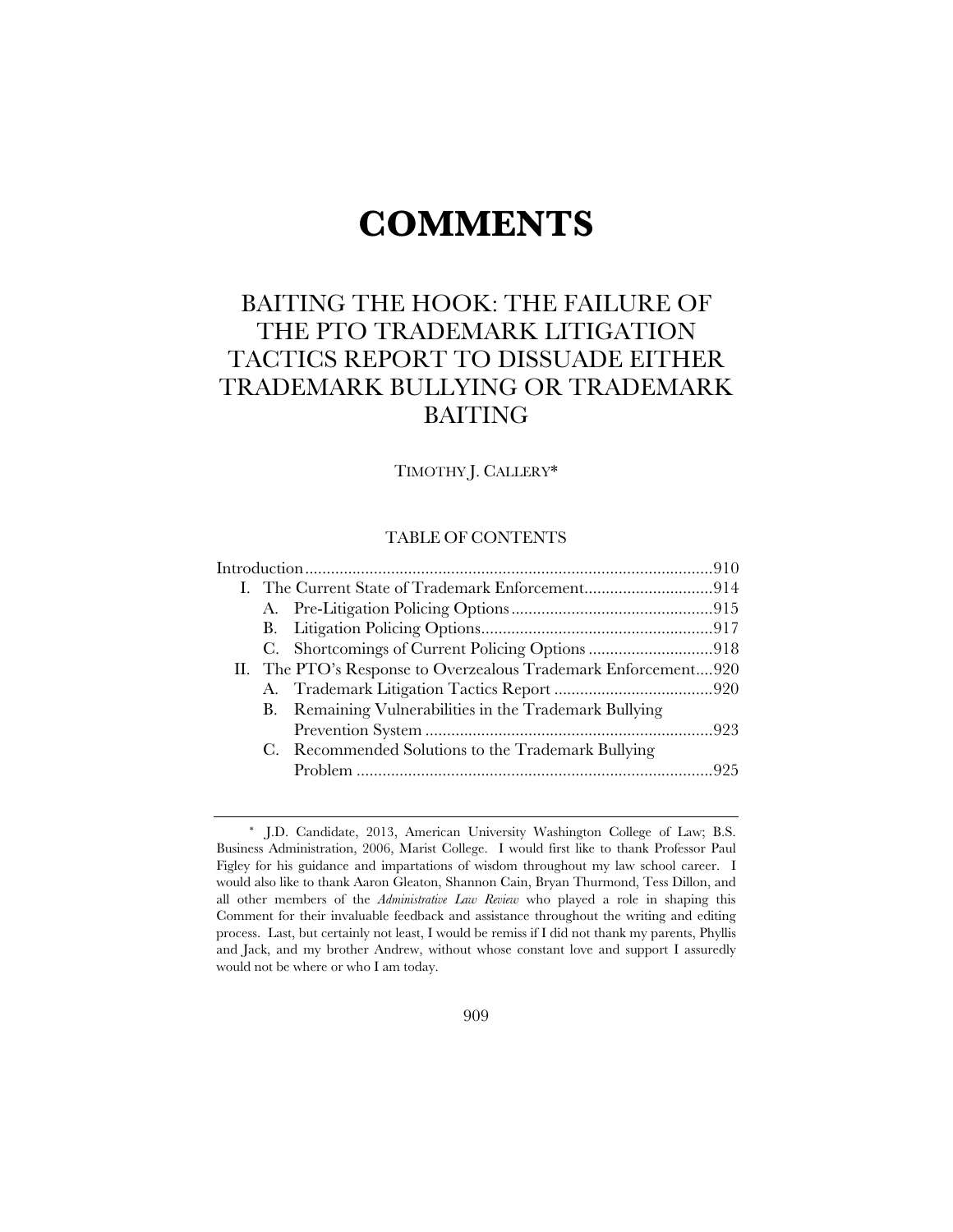# COMMENTS

## BAITING THE HOOK: THE FAILURE OF THE PTO TRADEMARK LITIGATION TACTICS REPORT TO DISSUADE EITHER TRADEMARK BULLYING OR TRADEMARK BAITING

TIMOTHY J. CALLERY*

### TABLE OF CONTENTS

Introduction .............................................................................................910
- I. The Current State of Trademark Enforcement..............................914
  - A. Pre-Litigation Policing Options ...............................................915
  - B. Litigation Policing Options......................................................917
  - C. Shortcomings of Current Policing Options .............................918
- II. The PTO's Response to Overzealous Trademark Enforcement....920
  - A. Trademark Litigation Tactics Report .....................................920
  - B. Remaining Vulnerabilities in the Trademark Bullying Prevention System ...................................................................923
  - C. Recommended Solutions to the Trademark Bullying Problem ..................................................................................925

---

\* J.D. Candidate, 2013, American University Washington College of Law; B.S. Business Administration, 2006, Marist College. I would first like to thank Professor Paul Figley for his guidance and impartations of wisdom throughout my law school career. I would also like to thank Aaron Gleaton, Shannon Cain, Bryan Thurmond, Tess Dillon, and all other members of the *Administrative Law Review* who played a role in shaping this Comment for their invaluable feedback and assistance throughout the writing and editing process. Last, but certainly not least, I would be remiss if I did not thank my parents, Phyllis and Jack, and my brother Andrew, without whose constant love and support I assuredly would not be where or who I am today.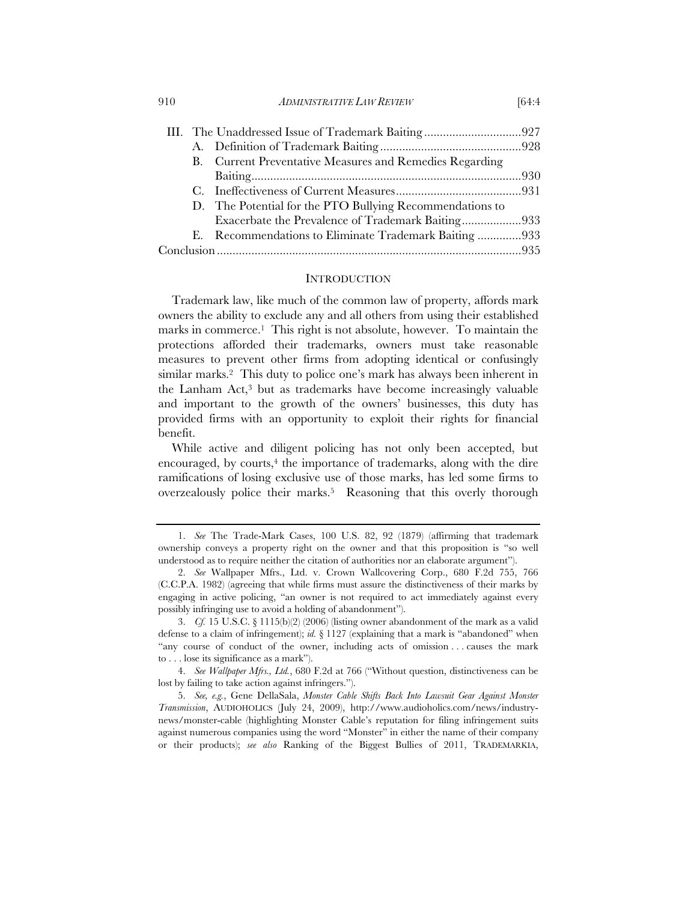- III. The Unaddressed Issue of Trademark Baiting ............................... 927
  - A. Definition of Trademark Baiting ............................................. 928
  - B. Current Preventative Measures and Remedies Regarding Baiting ..................................................................................... 930
  - C. Ineffectiveness of Current Measures ........................................ 931
  - D. The Potential for the PTO Bullying Recommendations to Exacerbate the Prevalence of Trademark Baiting ................... 933
  - E. Recommendations to Eliminate Trademark Baiting .............. 933
- Conclusion ................................................................................................. 935

## INTRODUCTION

Trademark law, like much of the common law of property, affords mark owners the ability to exclude any and all others from using their established marks in commerce.[1] This right is not absolute, however. To maintain the protections afforded their trademarks, owners must take reasonable measures to prevent other firms from adopting identical or confusingly similar marks.[2] This duty to police one's mark has always been inherent in the Lanham Act,[3] but as trademarks have become increasingly valuable and important to the growth of the owners' businesses, this duty has provided firms with an opportunity to exploit their rights for financial benefit.

While active and diligent policing has not only been accepted, but encouraged, by courts,[4] the importance of trademarks, along with the dire ramifications of losing exclusive use of those marks, has led some firms to overzealously police their marks.[5] Reasoning that this overly thorough

---

1. *See* The Trade-Mark Cases, 100 U.S. 82, 92 (1879) (affirming that trademark ownership conveys a property right on the owner and that this proposition is "so well understood as to require neither the citation of authorities nor an elaborate argument").

2. *See* Wallpaper Mfrs., Ltd. v. Crown Wallcovering Corp., 680 F.2d 755, 766 (C.C.P.A. 1982) (agreeing that while firms must assure the distinctiveness of their marks by engaging in active policing, "an owner is not required to act immediately against every possibly infringing use to avoid a holding of abandonment").

3. *Cf.* 15 U.S.C. § 1115(b)(2) (2006) (listing owner abandonment of the mark as a valid defense to a claim of infringement); *id.* § 1127 (explaining that a mark is "abandoned" when "any course of conduct of the owner, including acts of omission . . . causes the mark to . . . lose its significance as a mark").

4. *See Wallpaper Mfrs., Ltd.*, 680 F.2d at 766 ("Without question, distinctiveness can be lost by failing to take action against infringers.").

5. *See, e.g.*, Gene DellaSala, *Monster Cable Shifts Back Into Lawsuit Gear Against Monster Transmission*, AUDIOHOLICS (July 24, 2009), http://www.audioholics.com/news/industry-news/monster-cable (highlighting Monster Cable's reputation for filing infringement suits against numerous companies using the word "Monster" in either the name of their company or their products); *see also* Ranking of the Biggest Bullies of 2011, TRADEMARKIA,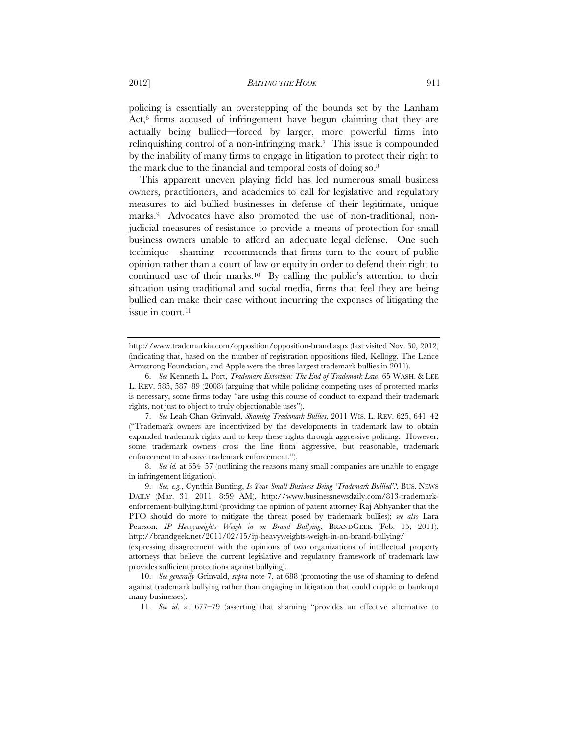policing is essentially an overstepping of the bounds set by the Lanham Act,[6] firms accused of infringement have begun claiming that they are actually being bullied—forced by larger, more powerful firms into relinquishing control of a non-infringing mark.[7] This issue is compounded by the inability of many firms to engage in litigation to protect their right to the mark due to the financial and temporal costs of doing so.[8]

This apparent uneven playing field has led numerous small business owners, practitioners, and academics to call for legislative and regulatory measures to aid bullied businesses in defense of their legitimate, unique marks.[9] Advocates have also promoted the use of non-traditional, non-judicial measures of resistance to provide a means of protection for small business owners unable to afford an adequate legal defense. One such technique—shaming—recommends that firms turn to the court of public opinion rather than a court of law or equity in order to defend their right to continued use of their marks.[10] By calling the public's attention to their situation using traditional and social media, firms that feel they are being bullied can make their case without incurring the expenses of litigating the issue in court.[11]

---

http://www.trademarkia.com/opposition/opposition-brand.aspx (last visited Nov. 30, 2012) (indicating that, based on the number of registration oppositions filed, Kellogg, The Lance Armstrong Foundation, and Apple were the three largest trademark bullies in 2011).

6. *See* Kenneth L. Port, *Trademark Extortion: The End of Trademark Law*, 65 WASH. & LEE L. REV. 585, 587–89 (2008) (arguing that while policing competing uses of protected marks is necessary, some firms today "are using this course of conduct to expand their trademark rights, not just to object to truly objectionable uses").

7. *See* Leah Chan Grinvald, *Shaming Trademark Bullies*, 2011 WIS. L. REV. 625, 641–42 ("Trademark owners are incentivized by the developments in trademark law to obtain expanded trademark rights and to keep these rights through aggressive policing. However, some trademark owners cross the line from aggressive, but reasonable, trademark enforcement to abusive trademark enforcement.").

8. *See id.* at 654–57 (outlining the reasons many small companies are unable to engage in infringement litigation).

9. *See, e.g.*, Cynthia Bunting, *Is Your Small Business Being 'Trademark Bullied'?*, BUS. NEWS DAILY (Mar. 31, 2011, 8:59 AM), http://www.businessnewsdaily.com/813-trademark-enforcement-bullying.html (providing the opinion of patent attorney Raj Abhyanker that the PTO should do more to mitigate the threat posed by trademark bullies); *see also* Lara Pearson, *IP Heavyweights Weigh in on Brand Bullying*, BRANDGEEK (Feb. 15, 2011), http://brandgeek.net/2011/02/15/ip-heavyweights-weigh-in-on-brand-bullying/ (expressing disagreement with the opinions of two organizations of intellectual property attorneys that believe the current legislative and regulatory framework of trademark law provides sufficient protections against bullying).

10. *See generally* Grinvald, *supra* note 7, at 688 (promoting the use of shaming to defend against trademark bullying rather than engaging in litigation that could cripple or bankrupt many businesses).

11. *See id.* at 677–79 (asserting that shaming "provides an effective alternative to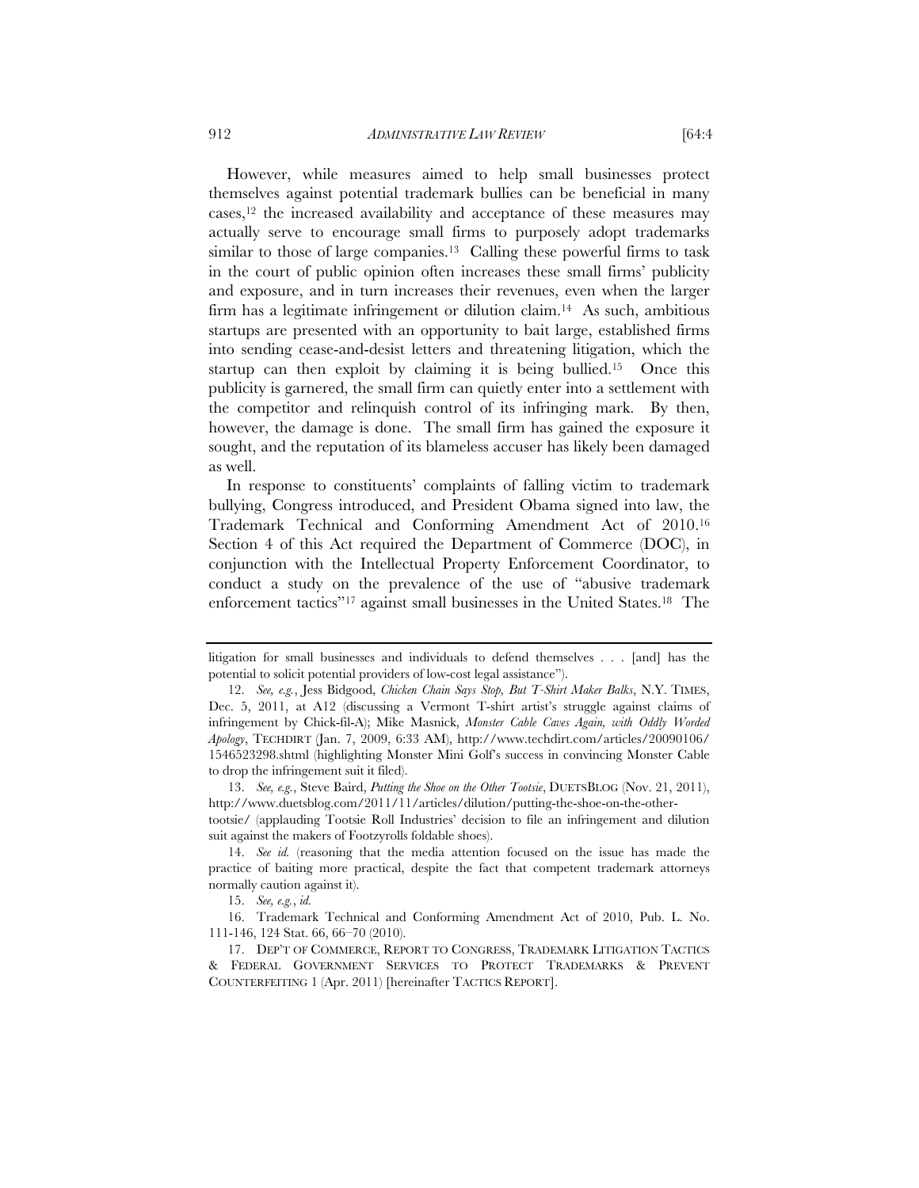However, while measures aimed to help small businesses protect themselves against potential trademark bullies can be beneficial in many cases,[12] the increased availability and acceptance of these measures may actually serve to encourage small firms to purposely adopt trademarks similar to those of large companies.[13] Calling these powerful firms to task in the court of public opinion often increases these small firms' publicity and exposure, and in turn increases their revenues, even when the larger firm has a legitimate infringement or dilution claim.[14] As such, ambitious startups are presented with an opportunity to bait large, established firms into sending cease-and-desist letters and threatening litigation, which the startup can then exploit by claiming it is being bullied.[15] Once this publicity is garnered, the small firm can quietly enter into a settlement with the competitor and relinquish control of its infringing mark. By then, however, the damage is done. The small firm has gained the exposure it sought, and the reputation of its blameless accuser has likely been damaged as well.

In response to constituents' complaints of falling victim to trademark bullying, Congress introduced, and President Obama signed into law, the Trademark Technical and Conforming Amendment Act of 2010.[16] Section 4 of this Act required the Department of Commerce (DOC), in conjunction with the Intellectual Property Enforcement Coordinator, to conduct a study on the prevalence of the use of "abusive trademark enforcement tactics"[17] against small businesses in the United States.[18] The

---

litigation for small businesses and individuals to defend themselves . . . [and] has the potential to solicit potential providers of low-cost legal assistance").

12. *See, e.g.*, Jess Bidgood, *Chicken Chain Says Stop, But T-Shirt Maker Balks*, N.Y. TIMES, Dec. 5, 2011, at A12 (discussing a Vermont T-shirt artist's struggle against claims of infringement by Chick-fil-A); Mike Masnick, *Monster Cable Caves Again, with Oddly Worded Apology*, TECHDIRT (Jan. 7, 2009, 6:33 AM), http://www.techdirt.com/articles/20090106/1546523298.shtml (highlighting Monster Mini Golf's success in convincing Monster Cable to drop the infringement suit it filed).

13. *See, e.g.*, Steve Baird, *Putting the Shoe on the Other Tootsie*, DUETSBLOG (Nov. 21, 2011), http://www.duetsblog.com/2011/11/articles/dilution/putting-the-shoe-on-the-other-tootsie/ (applauding Tootsie Roll Industries' decision to file an infringement and dilution suit against the makers of Footzyrolls foldable shoes).

14. *See id.* (reasoning that the media attention focused on the issue has made the practice of baiting more practical, despite the fact that competent trademark attorneys normally caution against it).

15. *See, e.g.*, *id.*

16. Trademark Technical and Conforming Amendment Act of 2010, Pub. L. No. 111-146, 124 Stat. 66, 66–70 (2010).

17. DEP'T OF COMMERCE, REPORT TO CONGRESS, TRADEMARK LITIGATION TACTICS & FEDERAL GOVERNMENT SERVICES TO PROTECT TRADEMARKS & PREVENT COUNTERFEITING 1 (Apr. 2011) [hereinafter TACTICS REPORT].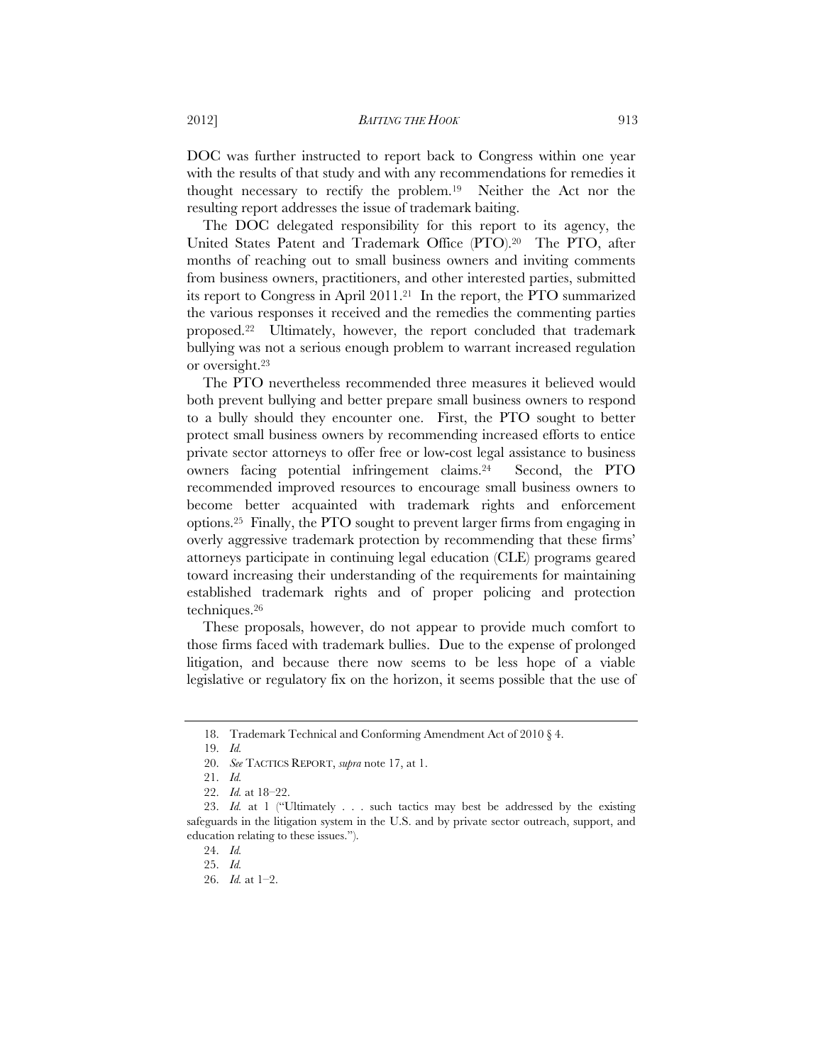DOC was further instructed to report back to Congress within one year with the results of that study and with any recommendations for remedies it thought necessary to rectify the problem.[19] Neither the Act nor the resulting report addresses the issue of trademark baiting.

The DOC delegated responsibility for this report to its agency, the United States Patent and Trademark Office (PTO).[20] The PTO, after months of reaching out to small business owners and inviting comments from business owners, practitioners, and other interested parties, submitted its report to Congress in April 2011.[21] In the report, the PTO summarized the various responses it received and the remedies the commenting parties proposed.[22] Ultimately, however, the report concluded that trademark bullying was not a serious enough problem to warrant increased regulation or oversight.[23]

The PTO nevertheless recommended three measures it believed would both prevent bullying and better prepare small business owners to respond to a bully should they encounter one. First, the PTO sought to better protect small business owners by recommending increased efforts to entice private sector attorneys to offer free or low-cost legal assistance to business owners facing potential infringement claims.[24] Second, the PTO recommended improved resources to encourage small business owners to become better acquainted with trademark rights and enforcement options.[25] Finally, the PTO sought to prevent larger firms from engaging in overly aggressive trademark protection by recommending that these firms' attorneys participate in continuing legal education (CLE) programs geared toward increasing their understanding of the requirements for maintaining established trademark rights and of proper policing and protection techniques.[26]

These proposals, however, do not appear to provide much comfort to those firms faced with trademark bullies. Due to the expense of prolonged litigation, and because there now seems to be less hope of a viable legislative or regulatory fix on the horizon, it seems possible that the use of

---

18. Trademark Technical and Conforming Amendment Act of 2010 § 4.

19. *Id.*

20. *See* TACTICS REPORT, *supra* note 17, at 1.

21. *Id.*

22. *Id.* at 18–22.

23. *Id.* at 1 ("Ultimately . . . such tactics may best be addressed by the existing safeguards in the litigation system in the U.S. and by private sector outreach, support, and education relating to these issues.").

24. *Id.*

25. *Id.*

26. *Id.* at 1–2.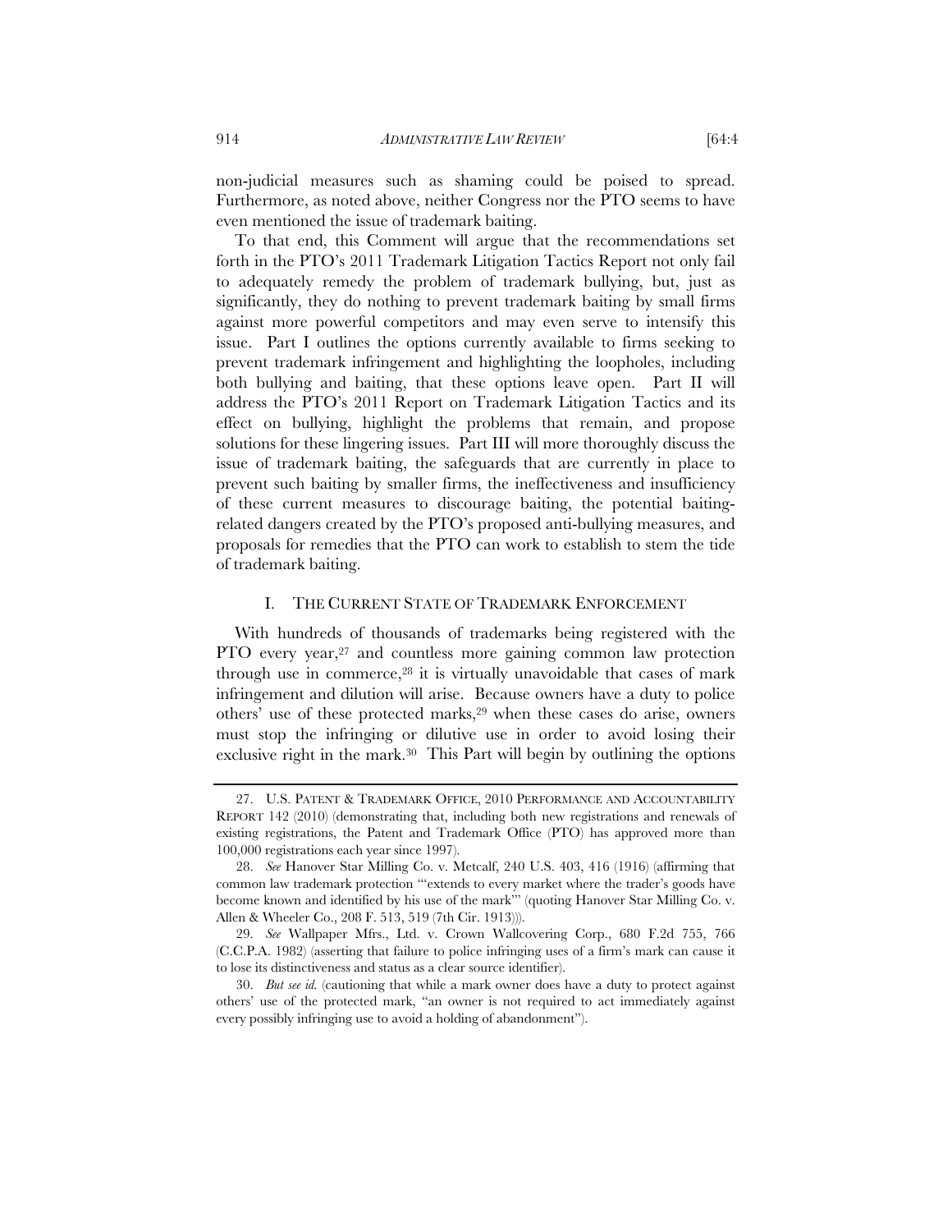non-judicial measures such as shaming could be poised to spread. Furthermore, as noted above, neither Congress nor the PTO seems to have even mentioned the issue of trademark baiting.

To that end, this Comment will argue that the recommendations set forth in the PTO's 2011 Trademark Litigation Tactics Report not only fail to adequately remedy the problem of trademark bullying, but, just as significantly, they do nothing to prevent trademark baiting by small firms against more powerful competitors and may even serve to intensify this issue. Part I outlines the options currently available to firms seeking to prevent trademark infringement and highlighting the loopholes, including both bullying and baiting, that these options leave open. Part II will address the PTO's 2011 Report on Trademark Litigation Tactics and its effect on bullying, highlight the problems that remain, and propose solutions for these lingering issues. Part III will more thoroughly discuss the issue of trademark baiting, the safeguards that are currently in place to prevent such baiting by smaller firms, the ineffectiveness and insufficiency of these current measures to discourage baiting, the potential baiting-related dangers created by the PTO's proposed anti-bullying measures, and proposals for remedies that the PTO can work to establish to stem the tide of trademark baiting.

## I. THE CURRENT STATE OF TRADEMARK ENFORCEMENT

With hundreds of thousands of trademarks being registered with the PTO every year,[27] and countless more gaining common law protection through use in commerce,[28] it is virtually unavoidable that cases of mark infringement and dilution will arise. Because owners have a duty to police others' use of these protected marks,[29] when these cases do arise, owners must stop the infringing or dilutive use in order to avoid losing their exclusive right in the mark.[30] This Part will begin by outlining the options

---

27. U.S. PATENT & TRADEMARK OFFICE, 2010 PERFORMANCE AND ACCOUNTABILITY REPORT 142 (2010) (demonstrating that, including both new registrations and renewals of existing registrations, the Patent and Trademark Office (PTO) has approved more than 100,000 registrations each year since 1997).

28. *See* Hanover Star Milling Co. v. Metcalf, 240 U.S. 403, 416 (1916) (affirming that common law trademark protection "'extends to every market where the trader's goods have become known and identified by his use of the mark'" (quoting Hanover Star Milling Co. v. Allen & Wheeler Co., 208 F. 513, 519 (7th Cir. 1913))).

29. *See* Wallpaper Mfrs., Ltd. v. Crown Wallcovering Corp., 680 F.2d 755, 766 (C.C.P.A. 1982) (asserting that failure to police infringing uses of a firm's mark can cause it to lose its distinctiveness and status as a clear source identifier).

30. *But see id.* (cautioning that while a mark owner does have a duty to protect against others' use of the protected mark, "an owner is not required to act immediately against every possibly infringing use to avoid a holding of abandonment").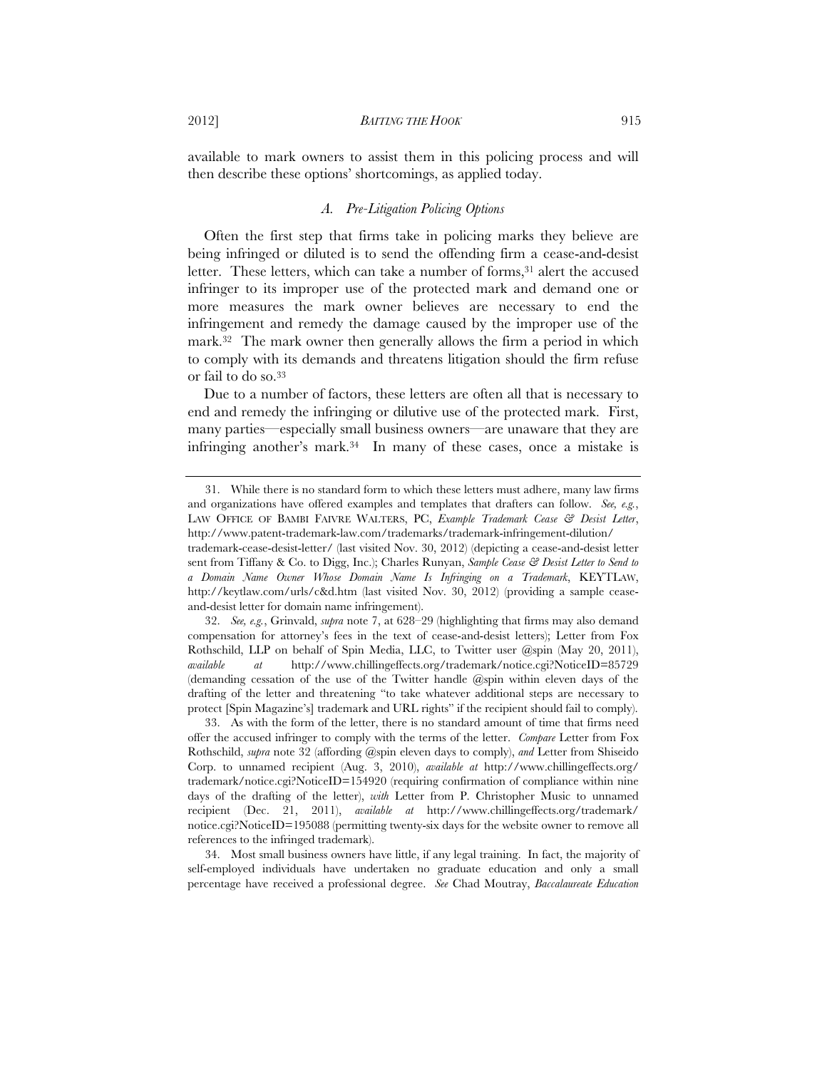available to mark owners to assist them in this policing process and will then describe these options' shortcomings, as applied today.

### *A. Pre-Litigation Policing Options*

Often the first step that firms take in policing marks they believe are being infringed or diluted is to send the offending firm a cease-and-desist letter. These letters, which can take a number of forms,[31] alert the accused infringer to its improper use of the protected mark and demand one or more measures the mark owner believes are necessary to end the infringement and remedy the damage caused by the improper use of the mark.[32] The mark owner then generally allows the firm a period in which to comply with its demands and threatens litigation should the firm refuse or fail to do so.[33]

Due to a number of factors, these letters are often all that is necessary to end and remedy the infringing or dilutive use of the protected mark. First, many parties—especially small business owners—are unaware that they are infringing another's mark.[34] In many of these cases, once a mistake is

---

31. While there is no standard form to which these letters must adhere, many law firms and organizations have offered examples and templates that drafters can follow. *See, e.g.*, LAW OFFICE OF BAMBI FAIVRE WALTERS, PC, *Example Trademark Cease & Desist Letter*, http://www.patent-trademark-law.com/trademarks/trademark-infringement-dilution/trademark-cease-desist-letter/ (last visited Nov. 30, 2012) (depicting a cease-and-desist letter sent from Tiffany & Co. to Digg, Inc.); Charles Runyan, *Sample Cease & Desist Letter to Send to a Domain Name Owner Whose Domain Name Is Infringing on a Trademark*, KEYTLAW, http://keytlaw.com/urls/c&d.htm (last visited Nov. 30, 2012) (providing a sample cease-and-desist letter for domain name infringement).

32. *See, e.g.*, Grinvald, *supra* note 7, at 628–29 (highlighting that firms may also demand compensation for attorney's fees in the text of cease-and-desist letters); Letter from Fox Rothschild, LLP on behalf of Spin Media, LLC, to Twitter user @spin (May 20, 2011), *available at* http://www.chillingeffects.org/trademark/notice.cgi?NoticeID=85729 (demanding cessation of the use of the Twitter handle @spin within eleven days of the drafting of the letter and threatening "to take whatever additional steps are necessary to protect [Spin Magazine's] trademark and URL rights" if the recipient should fail to comply).

33. As with the form of the letter, there is no standard amount of time that firms need offer the accused infringer to comply with the terms of the letter. *Compare* Letter from Fox Rothschild, *supra* note 32 (affording @spin eleven days to comply), *and* Letter from Shiseido Corp. to unnamed recipient (Aug. 3, 2010), *available at* http://www.chillingeffects.org/trademark/notice.cgi?NoticeID=154920 (requiring confirmation of compliance within nine days of the drafting of the letter), *with* Letter from P. Christopher Music to unnamed recipient (Dec. 21, 2011), *available at* http://www.chillingeffects.org/trademark/notice.cgi?NoticeID=195088 (permitting twenty-six days for the website owner to remove all references to the infringed trademark).

34. Most small business owners have little, if any legal training. In fact, the majority of self-employed individuals have undertaken no graduate education and only a small percentage have received a professional degree. *See* Chad Moutray, *Baccalaureate Education*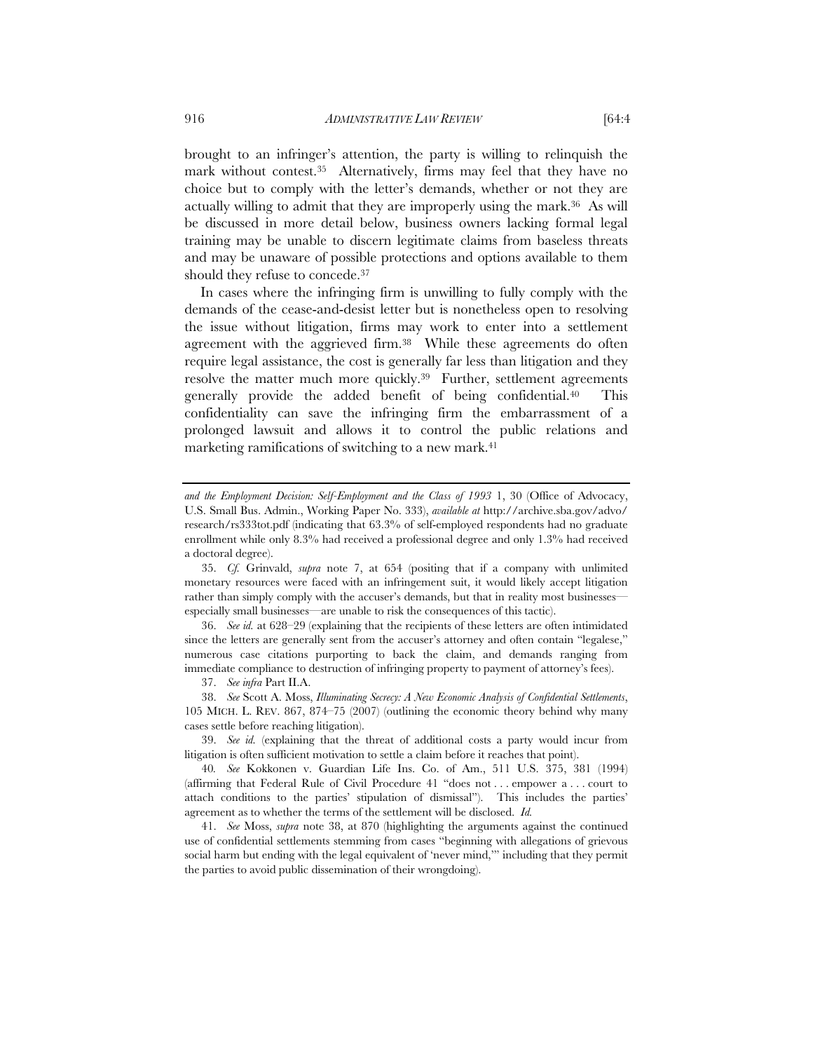brought to an infringer's attention, the party is willing to relinquish the mark without contest.[35] Alternatively, firms may feel that they have no choice but to comply with the letter's demands, whether or not they are actually willing to admit that they are improperly using the mark.[36] As will be discussed in more detail below, business owners lacking formal legal training may be unable to discern legitimate claims from baseless threats and may be unaware of possible protections and options available to them should they refuse to concede.[37]

In cases where the infringing firm is unwilling to fully comply with the demands of the cease-and-desist letter but is nonetheless open to resolving the issue without litigation, firms may work to enter into a settlement agreement with the aggrieved firm.[38] While these agreements do often require legal assistance, the cost is generally far less than litigation and they resolve the matter much more quickly.[39] Further, settlement agreements generally provide the added benefit of being confidential.[40] This confidentiality can save the infringing firm the embarrassment of a prolonged lawsuit and allows it to control the public relations and marketing ramifications of switching to a new mark.[41]

---

*and the Employment Decision: Self-Employment and the Class of 1993* 1, 30 (Office of Advocacy, U.S. Small Bus. Admin., Working Paper No. 333), *available at* http://archive.sba.gov/advo/research/rs333tot.pdf (indicating that 63.3% of self-employed respondents had no graduate enrollment while only 8.3% had received a professional degree and only 1.3% had received a doctoral degree).

35. *Cf.* Grinvald, *supra* note 7, at 654 (positing that if a company with unlimited monetary resources were faced with an infringement suit, it would likely accept litigation rather than simply comply with the accuser's demands, but that in reality most businesses—especially small businesses—are unable to risk the consequences of this tactic).

36. *See id.* at 628–29 (explaining that the recipients of these letters are often intimidated since the letters are generally sent from the accuser's attorney and often contain "legalese," numerous case citations purporting to back the claim, and demands ranging from immediate compliance to destruction of infringing property to payment of attorney's fees).

37. *See infra* Part II.A.

38. *See* Scott A. Moss, *Illuminating Secrecy: A New Economic Analysis of Confidential Settlements*, 105 MICH. L. REV. 867, 874–75 (2007) (outlining the economic theory behind why many cases settle before reaching litigation).

39. *See id.* (explaining that the threat of additional costs a party would incur from litigation is often sufficient motivation to settle a claim before it reaches that point).

40. *See* Kokkonen v. Guardian Life Ins. Co. of Am., 511 U.S. 375, 381 (1994) (affirming that Federal Rule of Civil Procedure 41 "does not . . . empower a . . . court to attach conditions to the parties' stipulation of dismissal"). This includes the parties' agreement as to whether the terms of the settlement will be disclosed. *Id.*

41. *See* Moss, *supra* note 38, at 870 (highlighting the arguments against the continued use of confidential settlements stemming from cases "beginning with allegations of grievous social harm but ending with the legal equivalent of 'never mind,'" including that they permit the parties to avoid public dissemination of their wrongdoing).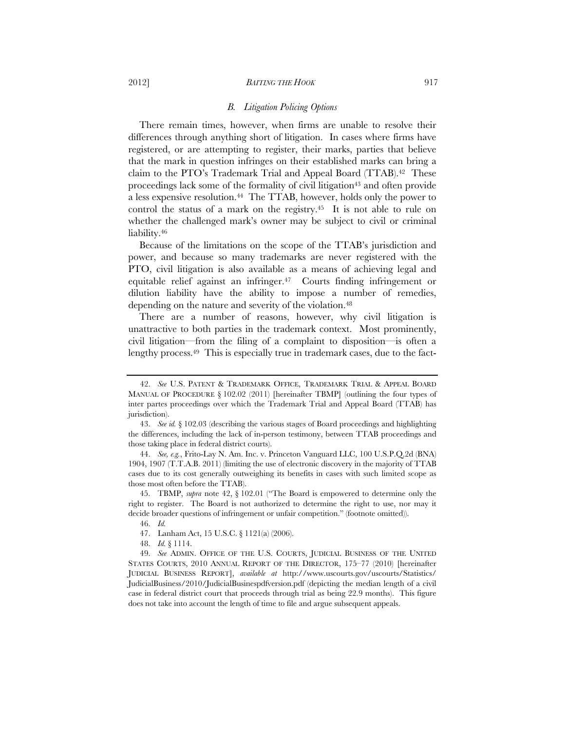### *B. Litigation Policing Options*

There remain times, however, when firms are unable to resolve their differences through anything short of litigation. In cases where firms have registered, or are attempting to register, their marks, parties that believe that the mark in question infringes on their established marks can bring a claim to the PTO's Trademark Trial and Appeal Board (TTAB).[42] These proceedings lack some of the formality of civil litigation[43] and often provide a less expensive resolution.[44] The TTAB, however, holds only the power to control the status of a mark on the registry.[45] It is not able to rule on whether the challenged mark's owner may be subject to civil or criminal liability.[46]

Because of the limitations on the scope of the TTAB's jurisdiction and power, and because so many trademarks are never registered with the PTO, civil litigation is also available as a means of achieving legal and equitable relief against an infringer.[47] Courts finding infringement or dilution liability have the ability to impose a number of remedies, depending on the nature and severity of the violation.[48]

There are a number of reasons, however, why civil litigation is unattractive to both parties in the trademark context. Most prominently, civil litigation—from the filing of a complaint to disposition—is often a lengthy process.[49] This is especially true in trademark cases, due to the fact-

---

42. *See* U.S. PATENT & TRADEMARK OFFICE, TRADEMARK TRIAL & APPEAL BOARD MANUAL OF PROCEDURE § 102.02 (2011) [hereinafter TBMP] (outlining the four types of inter partes proceedings over which the Trademark Trial and Appeal Board (TTAB) has jurisdiction).

43. *See id.* § 102.03 (describing the various stages of Board proceedings and highlighting the differences, including the lack of in-person testimony, between TTAB proceedings and those taking place in federal district courts).

44. *See, e.g.*, Frito-Lay N. Am. Inc. v. Princeton Vanguard LLC, 100 U.S.P.Q.2d (BNA) 1904, 1907 (T.T.A.B. 2011) (limiting the use of electronic discovery in the majority of TTAB cases due to its cost generally outweighing its benefits in cases with such limited scope as those most often before the TTAB).

45. TBMP, *supra* note 42, § 102.01 ("The Board is empowered to determine only the right to register. The Board is not authorized to determine the right to use, nor may it decide broader questions of infringement or unfair competition." (footnote omitted)).

46. *Id.*

47. Lanham Act, 15 U.S.C. § 1121(a) (2006).

48. *Id.* § 1114.

49. *See* ADMIN. OFFICE OF THE U.S. COURTS, JUDICIAL BUSINESS OF THE UNITED STATES COURTS, 2010 ANNUAL REPORT OF THE DIRECTOR, 175–77 (2010) [hereinafter JUDICIAL BUSINESS REPORT], *available at* http://www.uscourts.gov/uscourts/Statistics/JudicialBusiness/2010/JudicialBusinespdfversion.pdf (depicting the median length of a civil case in federal district court that proceeds through trial as being 22.9 months). This figure does not take into account the length of time to file and argue subsequent appeals.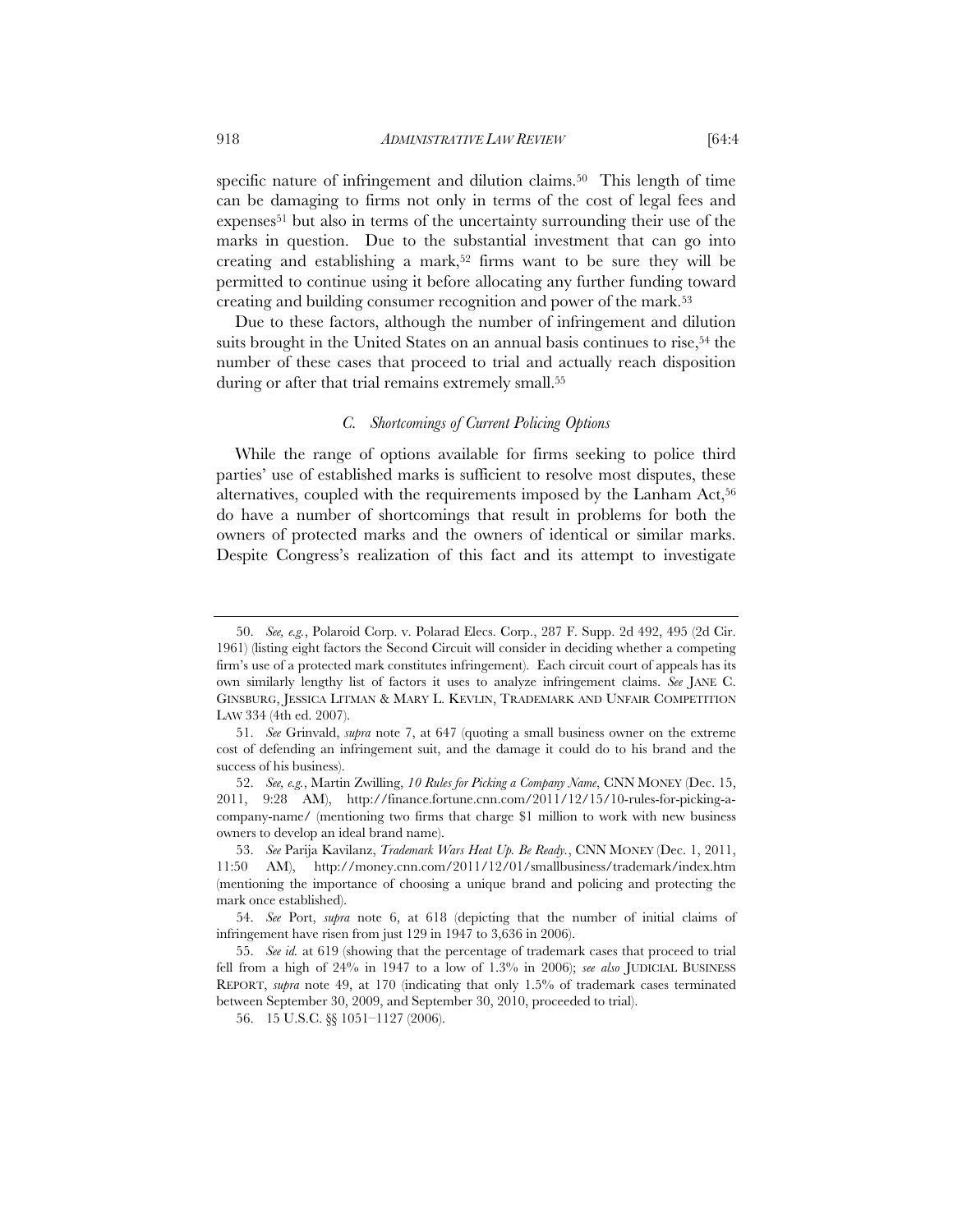specific nature of infringement and dilution claims.[50] This length of time can be damaging to firms not only in terms of the cost of legal fees and expenses[51] but also in terms of the uncertainty surrounding their use of the marks in question. Due to the substantial investment that can go into creating and establishing a mark,[52] firms want to be sure they will be permitted to continue using it before allocating any further funding toward creating and building consumer recognition and power of the mark.[53]

Due to these factors, although the number of infringement and dilution suits brought in the United States on an annual basis continues to rise,[54] the number of these cases that proceed to trial and actually reach disposition during or after that trial remains extremely small.[55]

### *C. Shortcomings of Current Policing Options*

While the range of options available for firms seeking to police third parties' use of established marks is sufficient to resolve most disputes, these alternatives, coupled with the requirements imposed by the Lanham Act,[56] do have a number of shortcomings that result in problems for both the owners of protected marks and the owners of identical or similar marks. Despite Congress's realization of this fact and its attempt to investigate

---

50. *See, e.g.*, Polaroid Corp. v. Polarad Elecs. Corp., 287 F. Supp. 2d 492, 495 (2d Cir. 1961) (listing eight factors the Second Circuit will consider in deciding whether a competing firm's use of a protected mark constitutes infringement). Each circuit court of appeals has its own similarly lengthy list of factors it uses to analyze infringement claims. *See* JANE C. GINSBURG, JESSICA LITMAN & MARY L. KEVLIN, TRADEMARK AND UNFAIR COMPETITION LAW 334 (4th ed. 2007).

51. *See* Grinvald, *supra* note 7, at 647 (quoting a small business owner on the extreme cost of defending an infringement suit, and the damage it could do to his brand and the success of his business).

52. *See, e.g.*, Martin Zwilling, *10 Rules for Picking a Company Name*, CNN MONEY (Dec. 15, 2011, 9:28 AM), http://finance.fortune.cnn.com/2011/12/15/10-rules-for-picking-a-company-name/ (mentioning two firms that charge $1 million to work with new business owners to develop an ideal brand name).

53. *See* Parija Kavilanz, *Trademark Wars Heat Up. Be Ready.*, CNN MONEY (Dec. 1, 2011, 11:50 AM), http://money.cnn.com/2011/12/01/smallbusiness/trademark/index.htm (mentioning the importance of choosing a unique brand and policing and protecting the mark once established).

54. *See* Port, *supra* note 6, at 618 (depicting that the number of initial claims of infringement have risen from just 129 in 1947 to 3,636 in 2006).

55. *See id.* at 619 (showing that the percentage of trademark cases that proceed to trial fell from a high of 24% in 1947 to a low of 1.3% in 2006); *see also* JUDICIAL BUSINESS REPORT, *supra* note 49, at 170 (indicating that only 1.5% of trademark cases terminated between September 30, 2009, and September 30, 2010, proceeded to trial).

56. 15 U.S.C. §§ 1051–1127 (2006).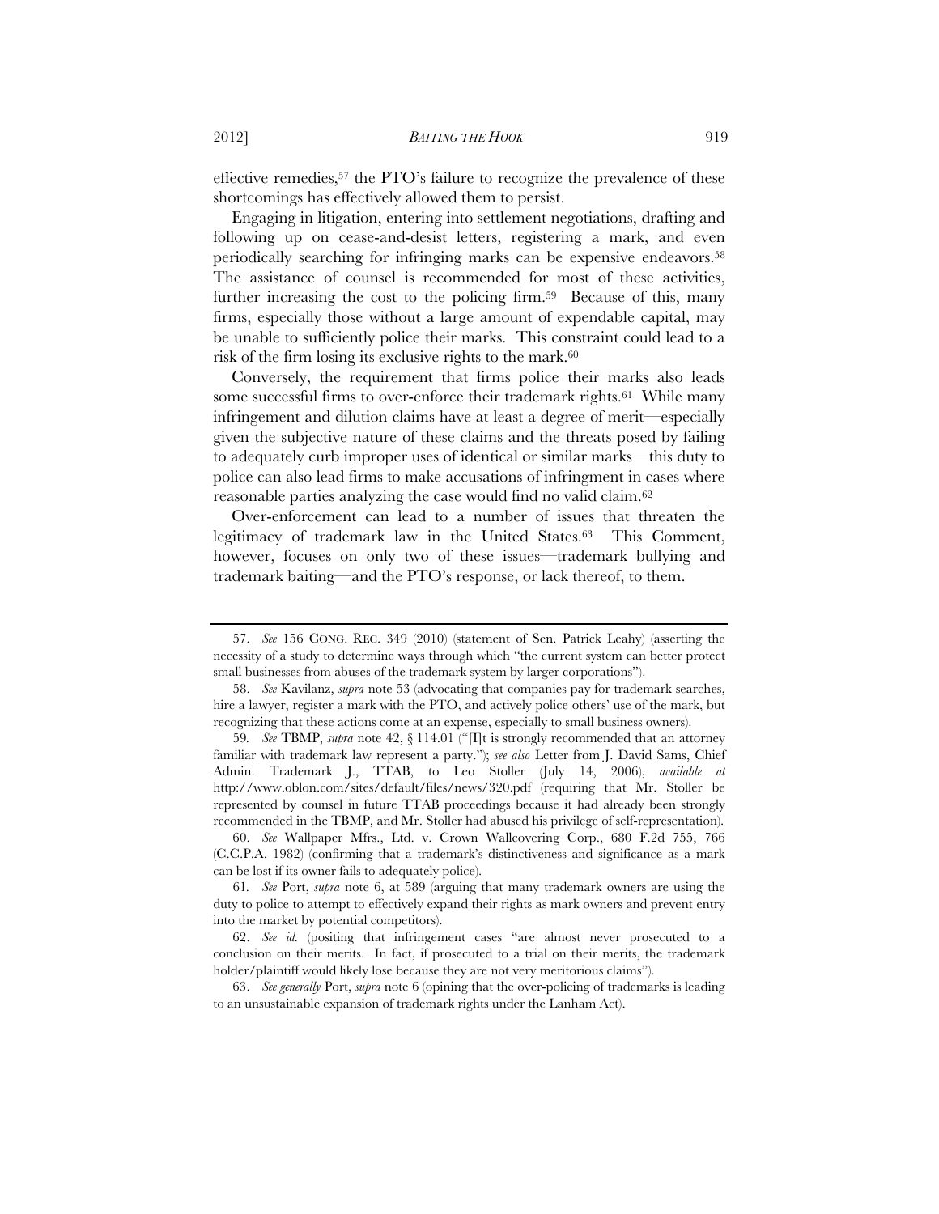effective remedies,[57] the PTO's failure to recognize the prevalence of these shortcomings has effectively allowed them to persist.

Engaging in litigation, entering into settlement negotiations, drafting and following up on cease-and-desist letters, registering a mark, and even periodically searching for infringing marks can be expensive endeavors.[58] The assistance of counsel is recommended for most of these activities, further increasing the cost to the policing firm.[59] Because of this, many firms, especially those without a large amount of expendable capital, may be unable to sufficiently police their marks. This constraint could lead to a risk of the firm losing its exclusive rights to the mark.[60]

Conversely, the requirement that firms police their marks also leads some successful firms to over-enforce their trademark rights.[61] While many infringement and dilution claims have at least a degree of merit—especially given the subjective nature of these claims and the threats posed by failing to adequately curb improper uses of identical or similar marks—this duty to police can also lead firms to make accusations of infringment in cases where reasonable parties analyzing the case would find no valid claim.[62]

Over-enforcement can lead to a number of issues that threaten the legitimacy of trademark law in the United States.[63] This Comment, however, focuses on only two of these issues—trademark bullying and trademark baiting—and the PTO's response, or lack thereof, to them.

---

57. *See* 156 CONG. REC. 349 (2010) (statement of Sen. Patrick Leahy) (asserting the necessity of a study to determine ways through which "the current system can better protect small businesses from abuses of the trademark system by larger corporations").

58. *See* Kavilanz, *supra* note 53 (advocating that companies pay for trademark searches, hire a lawyer, register a mark with the PTO, and actively police others' use of the mark, but recognizing that these actions come at an expense, especially to small business owners).

59. *See* TBMP, *supra* note 42, § 114.01 ("[I]t is strongly recommended that an attorney familiar with trademark law represent a party."); *see also* Letter from J. David Sams, Chief Admin. Trademark J., TTAB, to Leo Stoller (July 14, 2006), *available at* http://www.oblon.com/sites/default/files/news/320.pdf (requiring that Mr. Stoller be represented by counsel in future TTAB proceedings because it had already been strongly recommended in the TBMP, and Mr. Stoller had abused his privilege of self-representation).

60. *See* Wallpaper Mfrs., Ltd. v. Crown Wallcovering Corp., 680 F.2d 755, 766 (C.C.P.A. 1982) (confirming that a trademark's distinctiveness and significance as a mark can be lost if its owner fails to adequately police).

61. *See* Port, *supra* note 6, at 589 (arguing that many trademark owners are using the duty to police to attempt to effectively expand their rights as mark owners and prevent entry into the market by potential competitors).

62. *See id.* (positing that infringement cases "are almost never prosecuted to a conclusion on their merits. In fact, if prosecuted to a trial on their merits, the trademark holder/plaintiff would likely lose because they are not very meritorious claims").

63. *See generally* Port, *supra* note 6 (opining that the over-policing of trademarks is leading to an unsustainable expansion of trademark rights under the Lanham Act).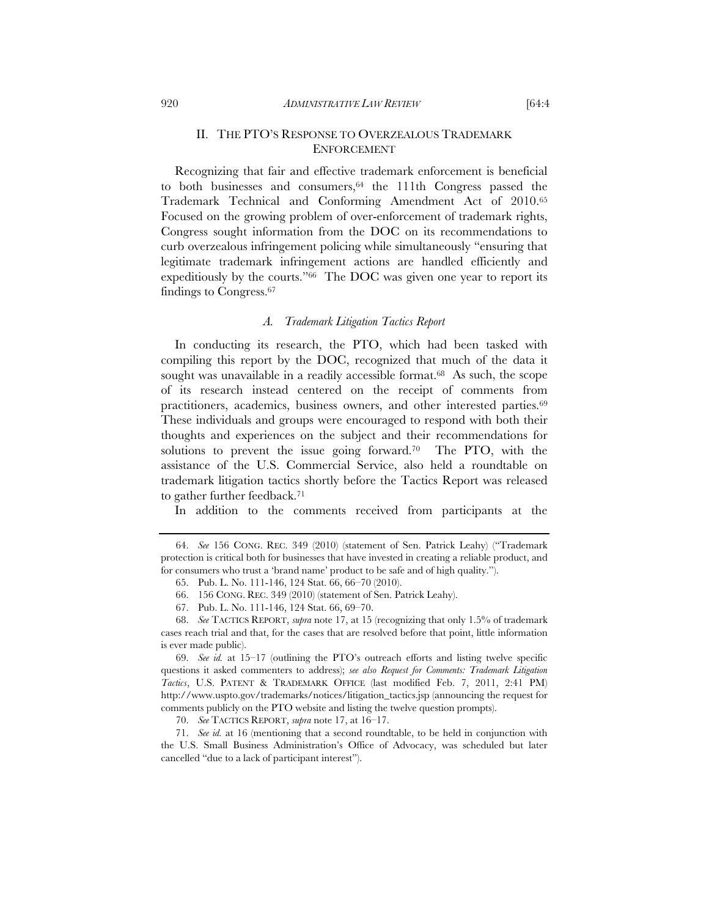## II. THE PTO'S RESPONSE TO OVERZEALOUS TRADEMARK ENFORCEMENT

Recognizing that fair and effective trademark enforcement is beneficial to both businesses and consumers,[64] the 111th Congress passed the Trademark Technical and Conforming Amendment Act of 2010.[65] Focused on the growing problem of over-enforcement of trademark rights, Congress sought information from the DOC on its recommendations to curb overzealous infringement policing while simultaneously "ensuring that legitimate trademark infringement actions are handled efficiently and expeditiously by the courts."[66] The DOC was given one year to report its findings to Congress.[67]

### *A. Trademark Litigation Tactics Report*

In conducting its research, the PTO, which had been tasked with compiling this report by the DOC, recognized that much of the data it sought was unavailable in a readily accessible format.[68] As such, the scope of its research instead centered on the receipt of comments from practitioners, academics, business owners, and other interested parties.[69] These individuals and groups were encouraged to respond with both their thoughts and experiences on the subject and their recommendations for solutions to prevent the issue going forward.[70] The PTO, with the assistance of the U.S. Commercial Service, also held a roundtable on trademark litigation tactics shortly before the Tactics Report was released to gather further feedback.[71]

In addition to the comments received from participants at the

---

64. *See* 156 CONG. REC. 349 (2010) (statement of Sen. Patrick Leahy) ("Trademark protection is critical both for businesses that have invested in creating a reliable product, and for consumers who trust a 'brand name' product to be safe and of high quality.").

65. Pub. L. No. 111-146, 124 Stat. 66, 66–70 (2010).

66. 156 CONG. REC. 349 (2010) (statement of Sen. Patrick Leahy).

67. Pub. L. No. 111-146, 124 Stat. 66, 69–70.

68. *See* TACTICS REPORT, *supra* note 17, at 15 (recognizing that only 1.5% of trademark cases reach trial and that, for the cases that are resolved before that point, little information is ever made public).

69. *See id.* at 15–17 (outlining the PTO's outreach efforts and listing twelve specific questions it asked commenters to address); *see also Request for Comments: Trademark Litigation Tactics*, U.S. PATENT & TRADEMARK OFFICE (last modified Feb. 7, 2011, 2:41 PM) http://www.uspto.gov/trademarks/notices/litigation_tactics.jsp (announcing the request for comments publicly on the PTO website and listing the twelve question prompts).

70. *See* TACTICS REPORT, *supra* note 17, at 16–17.

71. *See id.* at 16 (mentioning that a second roundtable, to be held in conjunction with the U.S. Small Business Administration's Office of Advocacy, was scheduled but later cancelled "due to a lack of participant interest").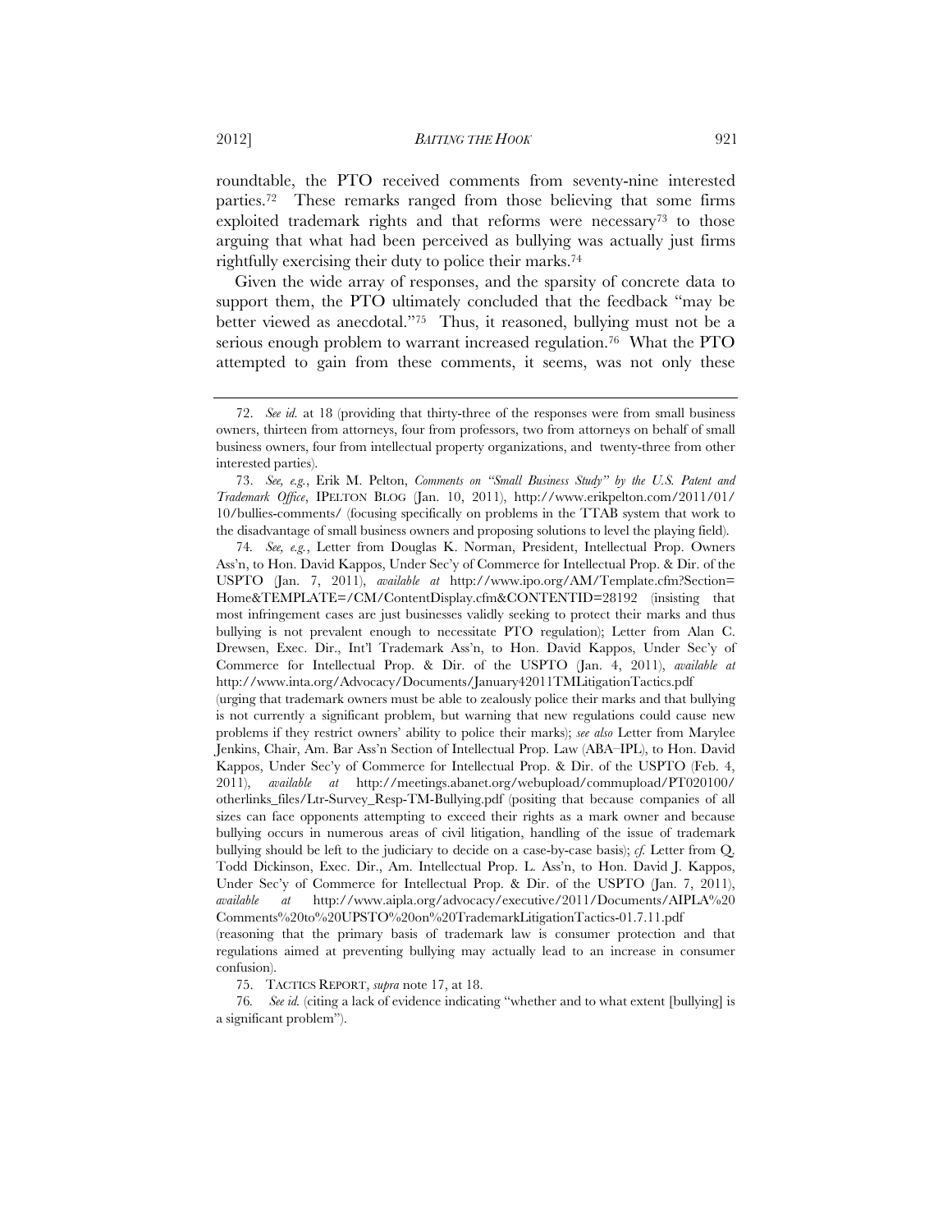roundtable, the PTO received comments from seventy-nine interested parties.[72] These remarks ranged from those believing that some firms exploited trademark rights and that reforms were necessary[73] to those arguing that what had been perceived as bullying was actually just firms rightfully exercising their duty to police their marks.[74]

Given the wide array of responses, and the sparsity of concrete data to support them, the PTO ultimately concluded that the feedback "may be better viewed as anecdotal."[75] Thus, it reasoned, bullying must not be a serious enough problem to warrant increased regulation.[76] What the PTO attempted to gain from these comments, it seems, was not only these

---

72. *See id.* at 18 (providing that thirty-three of the responses were from small business owners, thirteen from attorneys, four from professors, two from attorneys on behalf of small business owners, four from intellectual property organizations, and twenty-three from other interested parties).

73. *See, e.g.*, Erik M. Pelton, *Comments on "Small Business Study" by the U.S. Patent and Trademark Office*, IPELTON BLOG (Jan. 10, 2011), http://www.erikpelton.com/2011/01/10/bullies-comments/ (focusing specifically on problems in the TTAB system that work to the disadvantage of small business owners and proposing solutions to level the playing field).

74. *See, e.g.*, Letter from Douglas K. Norman, President, Intellectual Prop. Owners Ass'n, to Hon. David Kappos, Under Sec'y of Commerce for Intellectual Prop. & Dir. of the USPTO (Jan. 7, 2011), *available at* http://www.ipo.org/AM/Template.cfm?Section=Home&TEMPLATE=/CM/ContentDisplay.cfm&CONTENTID=28192 (insisting that most infringement cases are just businesses validly seeking to protect their marks and thus bullying is not prevalent enough to necessitate PTO regulation); Letter from Alan C. Drewsen, Exec. Dir., Int'l Trademark Ass'n, to Hon. David Kappos, Under Sec'y of Commerce for Intellectual Prop. & Dir. of the USPTO (Jan. 4, 2011), *available at* http://www.inta.org/Advocacy/Documents/January42011TMLitigationTactics.pdf (urging that trademark owners must be able to zealously police their marks and that bullying is not currently a significant problem, but warning that new regulations could cause new problems if they restrict owners' ability to police their marks); *see also* Letter from Marylee Jenkins, Chair, Am. Bar Ass'n Section of Intellectual Prop. Law (ABA–IPL), to Hon. David Kappos, Under Sec'y of Commerce for Intellectual Prop. & Dir. of the USPTO (Feb. 4, 2011), *available at* http://meetings.abanet.org/webupload/commupload/PT020100/otherlinks_files/Ltr-Survey_Resp-TM-Bullying.pdf (positing that because companies of all sizes can face opponents attempting to exceed their rights as a mark owner and because bullying occurs in numerous areas of civil litigation, handling of the issue of trademark bullying should be left to the judiciary to decide on a case-by-case basis); *cf.* Letter from Q. Todd Dickinson, Exec. Dir., Am. Intellectual Prop. L. Ass'n, to Hon. David J. Kappos, Under Sec'y of Commerce for Intellectual Prop. & Dir. of the USPTO (Jan. 7, 2011), *available at* http://www.aipla.org/advocacy/executive/2011/Documents/AIPLA%20Comments%20to%20UPSTO%20on%20TrademarkLitigationTactics-01.7.11.pdf (reasoning that the primary basis of trademark law is consumer protection and that regulations aimed at preventing bullying may actually lead to an increase in consumer confusion).

75. TACTICS REPORT, *supra* note 17, at 18.

76. *See id.* (citing a lack of evidence indicating "whether and to what extent [bullying] is a significant problem").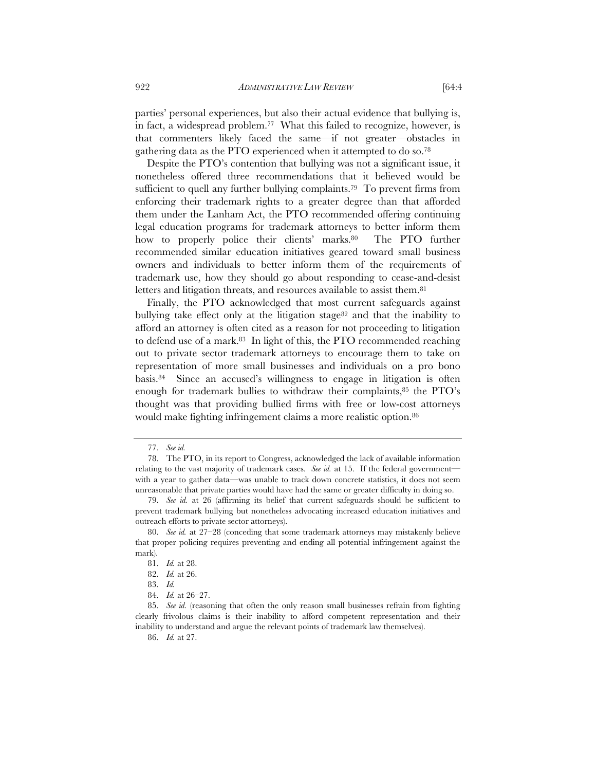parties' personal experiences, but also their actual evidence that bullying is, in fact, a widespread problem.[77] What this failed to recognize, however, is that commenters likely faced the same—if not greater—obstacles in gathering data as the PTO experienced when it attempted to do so.[78]

Despite the PTO's contention that bullying was not a significant issue, it nonetheless offered three recommendations that it believed would be sufficient to quell any further bullying complaints.[79] To prevent firms from enforcing their trademark rights to a greater degree than that afforded them under the Lanham Act, the PTO recommended offering continuing legal education programs for trademark attorneys to better inform them how to properly police their clients' marks.[80] The PTO further recommended similar education initiatives geared toward small business owners and individuals to better inform them of the requirements of trademark use, how they should go about responding to cease-and-desist letters and litigation threats, and resources available to assist them.[81]

Finally, the PTO acknowledged that most current safeguards against bullying take effect only at the litigation stage[82] and that the inability to afford an attorney is often cited as a reason for not proceeding to litigation to defend use of a mark.[83] In light of this, the PTO recommended reaching out to private sector trademark attorneys to encourage them to take on representation of more small businesses and individuals on a pro bono basis.[84] Since an accused's willingness to engage in litigation is often enough for trademark bullies to withdraw their complaints,[85] the PTO's thought was that providing bullied firms with free or low-cost attorneys would make fighting infringement claims a more realistic option.[86]

---

77. *See id.*

78. The PTO, in its report to Congress, acknowledged the lack of available information relating to the vast majority of trademark cases. *See id.* at 15. If the federal government—with a year to gather data—was unable to track down concrete statistics, it does not seem unreasonable that private parties would have had the same or greater difficulty in doing so.

79. *See id.* at 26 (affirming its belief that current safeguards should be sufficient to prevent trademark bullying but nonetheless advocating increased education initiatives and outreach efforts to private sector attorneys).

80. *See id.* at 27–28 (conceding that some trademark attorneys may mistakenly believe that proper policing requires preventing and ending all potential infringement against the mark).

81. *Id.* at 28.

82. *Id.* at 26.

83. *Id.*

84. *Id.* at 26–27.

85. *See id.* (reasoning that often the only reason small businesses refrain from fighting clearly frivolous claims is their inability to afford competent representation and their inability to understand and argue the relevant points of trademark law themselves).

86. *Id.* at 27.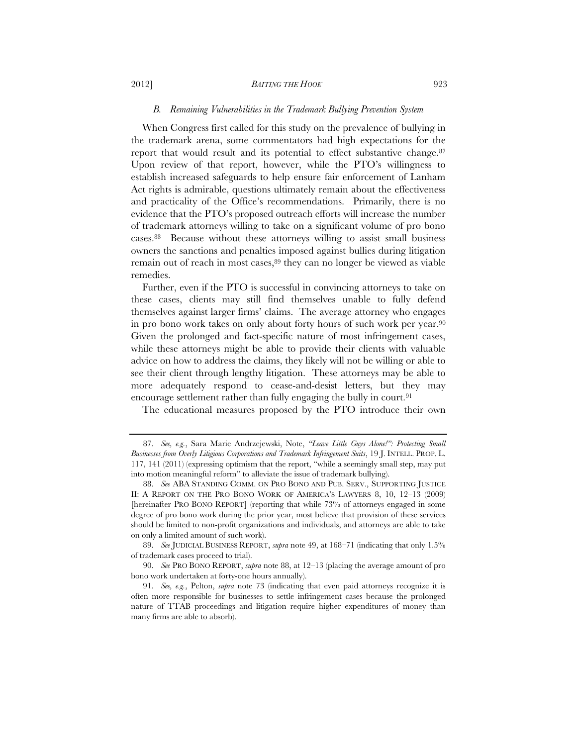### *B. Remaining Vulnerabilities in the Trademark Bullying Prevention System*

When Congress first called for this study on the prevalence of bullying in the trademark arena, some commentators had high expectations for the report that would result and its potential to effect substantive change.[87] Upon review of that report, however, while the PTO's willingness to establish increased safeguards to help ensure fair enforcement of Lanham Act rights is admirable, questions ultimately remain about the effectiveness and practicality of the Office's recommendations. Primarily, there is no evidence that the PTO's proposed outreach efforts will increase the number of trademark attorneys willing to take on a significant volume of pro bono cases.[88] Because without these attorneys willing to assist small business owners the sanctions and penalties imposed against bullies during litigation remain out of reach in most cases,[89] they can no longer be viewed as viable remedies.

Further, even if the PTO is successful in convincing attorneys to take on these cases, clients may still find themselves unable to fully defend themselves against larger firms' claims. The average attorney who engages in pro bono work takes on only about forty hours of such work per year.[90] Given the prolonged and fact-specific nature of most infringement cases, while these attorneys might be able to provide their clients with valuable advice on how to address the claims, they likely will not be willing or able to see their client through lengthy litigation. These attorneys may be able to more adequately respond to cease-and-desist letters, but they may encourage settlement rather than fully engaging the bully in court.[91]

The educational measures proposed by the PTO introduce their own

---

87. *See, e.g.*, Sara Marie Andrzejewski, Note, *"Leave Little Guys Alone!": Protecting Small Businesses from Overly Litigious Corporations and Trademark Infringement Suits*, 19 J. INTELL. PROP. L. 117, 141 (2011) (expressing optimism that the report, "while a seemingly small step, may put into motion meaningful reform" to alleviate the issue of trademark bullying).

88. *See* ABA STANDING COMM. ON PRO BONO AND PUB. SERV., SUPPORTING JUSTICE II: A REPORT ON THE PRO BONO WORK OF AMERICA'S LAWYERS 8, 10, 12–13 (2009) [hereinafter PRO BONO REPORT] (reporting that while 73% of attorneys engaged in some degree of pro bono work during the prior year, most believe that provision of these services should be limited to non-profit organizations and individuals, and attorneys are able to take on only a limited amount of such work).

89. *See* JUDICIAL BUSINESS REPORT, *supra* note 49, at 168–71 (indicating that only 1.5% of trademark cases proceed to trial).

90. *See* PRO BONO REPORT, *supra* note 88, at 12–13 (placing the average amount of pro bono work undertaken at forty-one hours annually).

91. *See, e.g.*, Pelton, *supra* note 73 (indicating that even paid attorneys recognize it is often more responsible for businesses to settle infringement cases because the prolonged nature of TTAB proceedings and litigation require higher expenditures of money than many firms are able to absorb).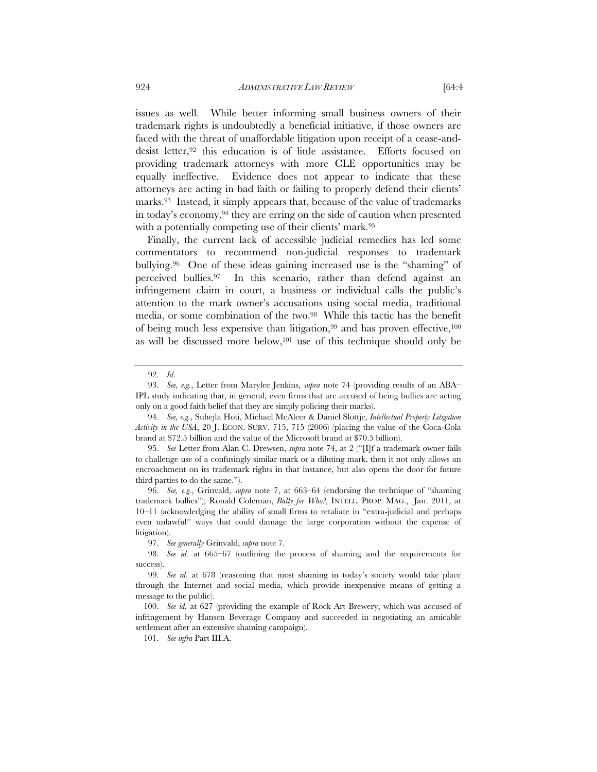issues as well. While better informing small business owners of their trademark rights is undoubtedly a beneficial initiative, if those owners are faced with the threat of unaffordable litigation upon receipt of a cease-and-desist letter,[92] this education is of little assistance. Efforts focused on providing trademark attorneys with more CLE opportunities may be equally ineffective. Evidence does not appear to indicate that these attorneys are acting in bad faith or failing to properly defend their clients' marks.[93] Instead, it simply appears that, because of the value of trademarks in today's economy,[94] they are erring on the side of caution when presented with a potentially competing use of their clients' mark.[95]

Finally, the current lack of accessible judicial remedies has led some commentators to recommend non-judicial responses to trademark bullying.[96] One of these ideas gaining increased use is the "shaming" of perceived bullies.[97] In this scenario, rather than defend against an infringement claim in court, a business or individual calls the public's attention to the mark owner's accusations using social media, traditional media, or some combination of the two.[98] While this tactic has the benefit of being much less expensive than litigation,[99] and has proven effective,[100] as will be discussed more below,[101] use of this technique should only be

---

92. *Id*.

93. *See, e.g.*, Letter from Marylee Jenkins, *supra* note 74 (providing results of an ABA–IPL study indicating that, in general, even firms that are accused of being bullies are acting only on a good faith belief that they are simply policing their marks).

94. *See, e.g.*, Suhejla Hoti, Michael McAleer & Daniel Slottje, *Intellectual Property Litigation Activity in the USA*, 20 J. ECON. SURV. 715, 715 (2006) (placing the value of the Coca-Cola brand at $72.5 billion and the value of the Microsoft brand at $70.5 billion).

95. *See* Letter from Alan C. Drewsen, *supra* note 74, at 2 ("[I]f a trademark owner fails to challenge use of a confusingly similar mark or a diluting mark, then it not only allows an encroachment on its trademark rights in that instance, but also opens the door for future third parties to do the same.").

96. *See, e.g.*, Grinvald, *supra* note 7, at 663–64 (endorsing the technique of "shaming trademark bullies"); Ronald Coleman, *Bully for Who?*, INTELL. PROP. MAG., Jan. 2011, at 10–11 (acknowledging the ability of small firms to retaliate in "extra-judicial and perhaps even unlawful" ways that could damage the large corporation without the expense of litigation).

97. *See generally* Grinvald, *supra* note 7.

98. *See id.* at 665–67 (outlining the process of shaming and the requirements for success).

99. *See id.* at 678 (reasoning that most shaming in today's society would take place through the Internet and social media, which provide inexpensive means of getting a message to the public).

100. *See id.* at 627 (providing the example of Rock Art Brewery, which was accused of infringement by Hansen Beverage Company and succeeded in negotiating an amicable settlement after an extensive shaming campaign).

101. *See infra* Part III.A.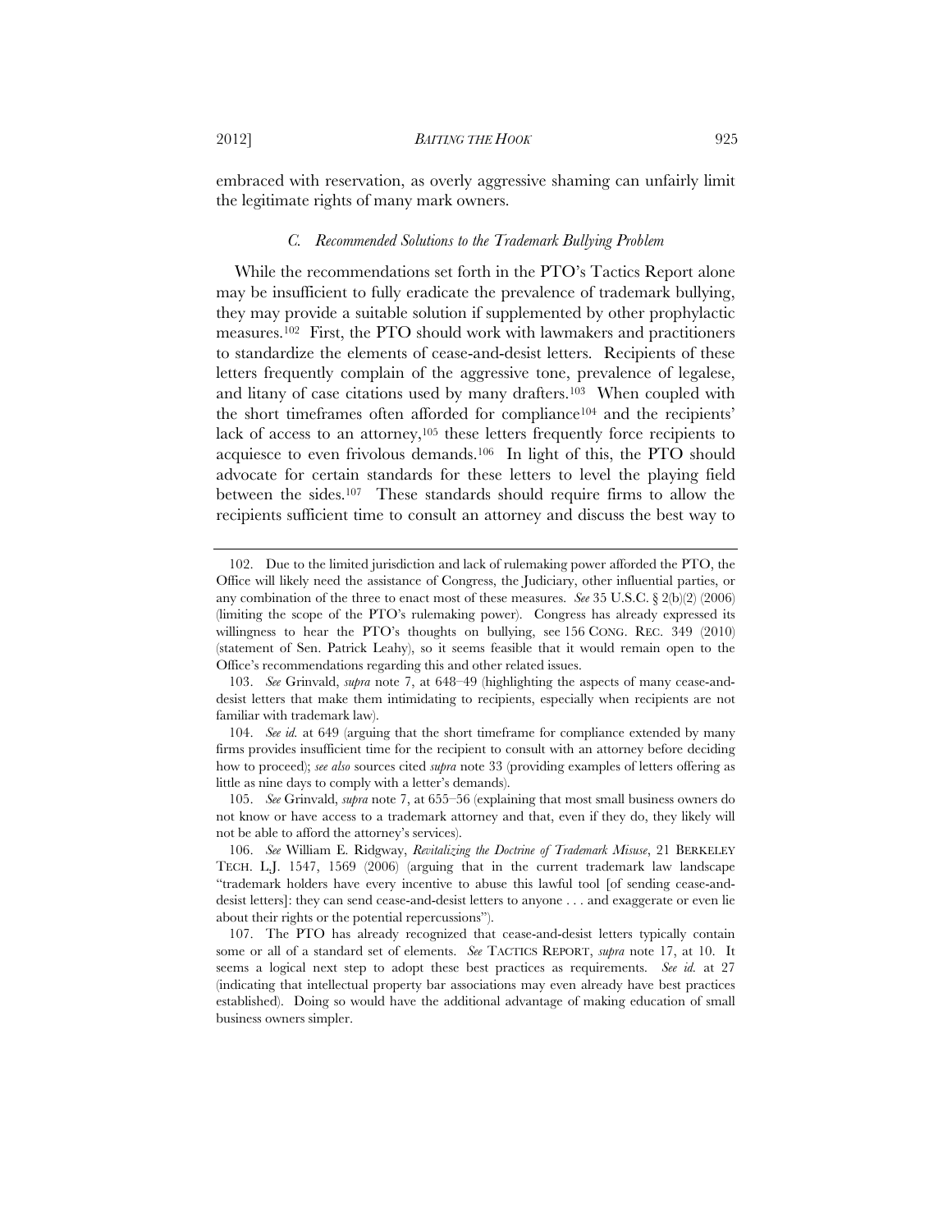embraced with reservation, as overly aggressive shaming can unfairly limit the legitimate rights of many mark owners.

### *C. Recommended Solutions to the Trademark Bullying Problem*

While the recommendations set forth in the PTO's Tactics Report alone may be insufficient to fully eradicate the prevalence of trademark bullying, they may provide a suitable solution if supplemented by other prophylactic measures.[102] First, the PTO should work with lawmakers and practitioners to standardize the elements of cease-and-desist letters. Recipients of these letters frequently complain of the aggressive tone, prevalence of legalese, and litany of case citations used by many drafters.[103] When coupled with the short timeframes often afforded for compliance[104] and the recipients' lack of access to an attorney,[105] these letters frequently force recipients to acquiesce to even frivolous demands.[106] In light of this, the PTO should advocate for certain standards for these letters to level the playing field between the sides.[107] These standards should require firms to allow the recipients sufficient time to consult an attorney and discuss the best way to

---

102. Due to the limited jurisdiction and lack of rulemaking power afforded the PTO, the Office will likely need the assistance of Congress, the Judiciary, other influential parties, or any combination of the three to enact most of these measures. *See* 35 U.S.C. § 2(b)(2) (2006) (limiting the scope of the PTO's rulemaking power). Congress has already expressed its willingness to hear the PTO's thoughts on bullying, see 156 CONG. REC. 349 (2010) (statement of Sen. Patrick Leahy), so it seems feasible that it would remain open to the Office's recommendations regarding this and other related issues.

103. *See* Grinvald, *supra* note 7, at 648–49 (highlighting the aspects of many cease-and-desist letters that make them intimidating to recipients, especially when recipients are not familiar with trademark law).

104. *See id.* at 649 (arguing that the short timeframe for compliance extended by many firms provides insufficient time for the recipient to consult with an attorney before deciding how to proceed); *see also* sources cited *supra* note 33 (providing examples of letters offering as little as nine days to comply with a letter's demands).

105. *See* Grinvald, *supra* note 7, at 655–56 (explaining that most small business owners do not know or have access to a trademark attorney and that, even if they do, they likely will not be able to afford the attorney's services).

106. *See* William E. Ridgway, *Revitalizing the Doctrine of Trademark Misuse*, 21 BERKELEY TECH. L.J. 1547, 1569 (2006) (arguing that in the current trademark law landscape "trademark holders have every incentive to abuse this lawful tool [of sending cease-and-desist letters]: they can send cease-and-desist letters to anyone . . . and exaggerate or even lie about their rights or the potential repercussions").

107. The PTO has already recognized that cease-and-desist letters typically contain some or all of a standard set of elements. *See* TACTICS REPORT, *supra* note 17, at 10. It seems a logical next step to adopt these best practices as requirements. *See id.* at 27 (indicating that intellectual property bar associations may even already have best practices established). Doing so would have the additional advantage of making education of small business owners simpler.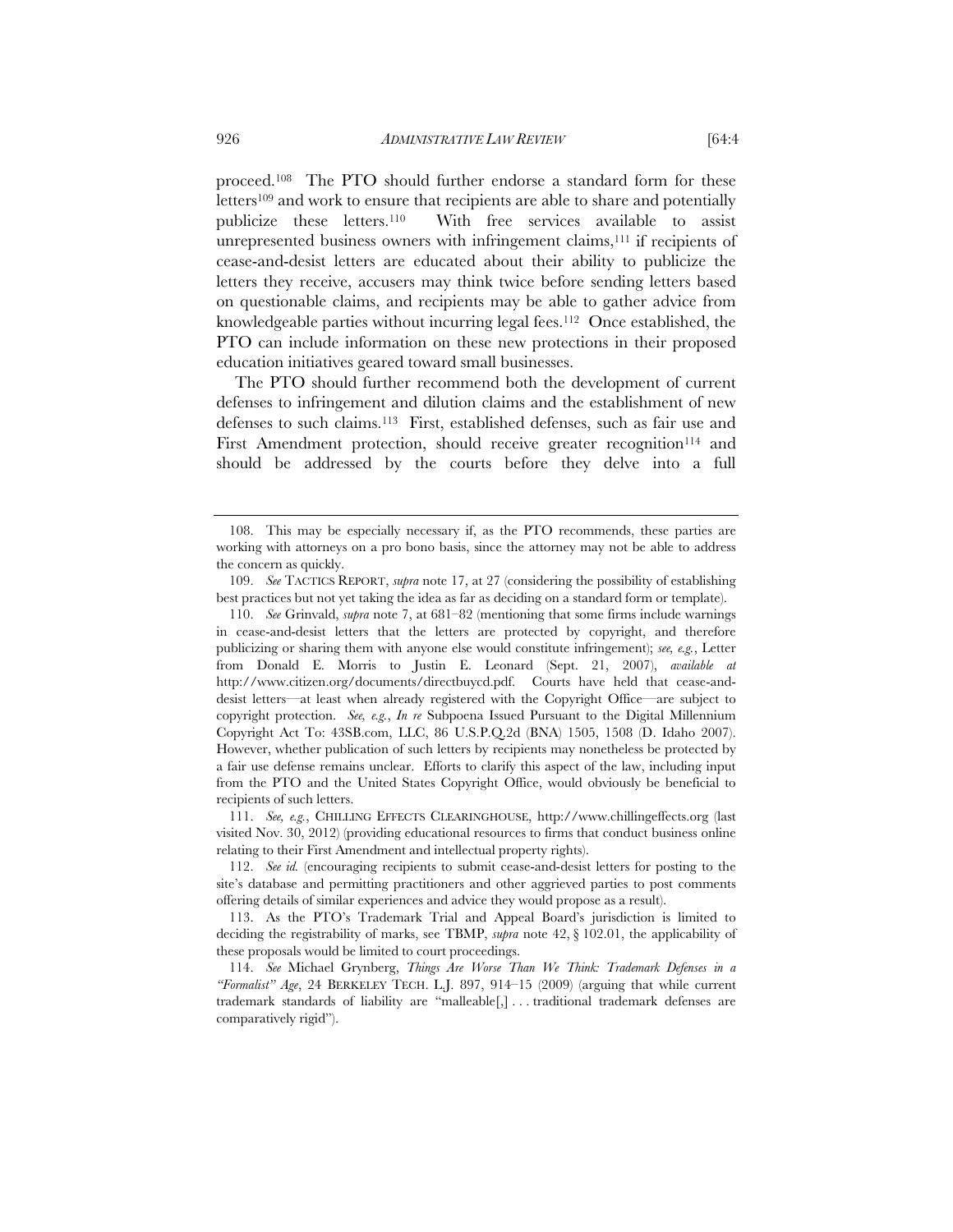proceed.[108] The PTO should further endorse a standard form for these letters[109] and work to ensure that recipients are able to share and potentially publicize these letters.[110] With free services available to assist unrepresented business owners with infringement claims,[111] if recipients of cease-and-desist letters are educated about their ability to publicize the letters they receive, accusers may think twice before sending letters based on questionable claims, and recipients may be able to gather advice from knowledgeable parties without incurring legal fees.[112] Once established, the PTO can include information on these new protections in their proposed education initiatives geared toward small businesses.

The PTO should further recommend both the development of current defenses to infringement and dilution claims and the establishment of new defenses to such claims.[113] First, established defenses, such as fair use and First Amendment protection, should receive greater recognition[114] and should be addressed by the courts before they delve into a full

---

108. This may be especially necessary if, as the PTO recommends, these parties are working with attorneys on a pro bono basis, since the attorney may not be able to address the concern as quickly.

109. *See* TACTICS REPORT, *supra* note 17, at 27 (considering the possibility of establishing best practices but not yet taking the idea as far as deciding on a standard form or template).

110. *See* Grinvald, *supra* note 7, at 681–82 (mentioning that some firms include warnings in cease-and-desist letters that the letters are protected by copyright, and therefore publicizing or sharing them with anyone else would constitute infringement); *see, e.g.*, Letter from Donald E. Morris to Justin E. Leonard (Sept. 21, 2007), *available at* http://www.citizen.org/documents/directbuycd.pdf. Courts have held that cease-and-desist letters—at least when already registered with the Copyright Office—are subject to copyright protection. *See, e.g.*, *In re* Subpoena Issued Pursuant to the Digital Millennium Copyright Act To: 43SB.com, LLC, 86 U.S.P.Q.2d (BNA) 1505, 1508 (D. Idaho 2007). However, whether publication of such letters by recipients may nonetheless be protected by a fair use defense remains unclear. Efforts to clarify this aspect of the law, including input from the PTO and the United States Copyright Office, would obviously be beneficial to recipients of such letters.

111. *See, e.g.*, CHILLING EFFECTS CLEARINGHOUSE, http://www.chillingeffects.org (last visited Nov. 30, 2012) (providing educational resources to firms that conduct business online relating to their First Amendment and intellectual property rights).

112. *See id.* (encouraging recipients to submit cease-and-desist letters for posting to the site's database and permitting practitioners and other aggrieved parties to post comments offering details of similar experiences and advice they would propose as a result).

113. As the PTO's Trademark Trial and Appeal Board's jurisdiction is limited to deciding the registrability of marks, see TBMP, *supra* note 42, § 102.01, the applicability of these proposals would be limited to court proceedings.

114. *See* Michael Grynberg, *Things Are Worse Than We Think: Trademark Defenses in a "Formalist" Age*, 24 BERKELEY TECH. L.J. 897, 914–15 (2009) (arguing that while current trademark standards of liability are "malleable[,] . . . traditional trademark defenses are comparatively rigid").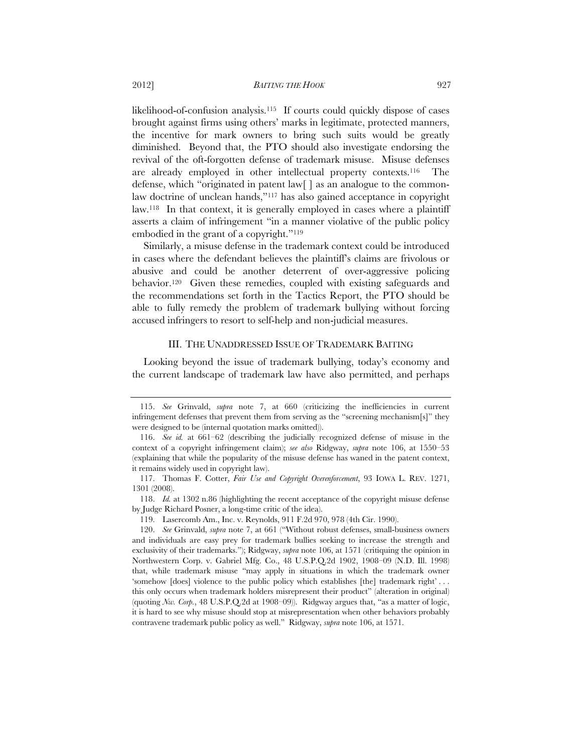likelihood-of-confusion analysis.[115] If courts could quickly dispose of cases brought against firms using others' marks in legitimate, protected manners, the incentive for mark owners to bring such suits would be greatly diminished. Beyond that, the PTO should also investigate endorsing the revival of the oft-forgotten defense of trademark misuse. Misuse defenses are already employed in other intellectual property contexts.[116] The defense, which "originated in patent law[ ] as an analogue to the common-law doctrine of unclean hands,"[117] has also gained acceptance in copyright law.[118] In that context, it is generally employed in cases where a plaintiff asserts a claim of infringement "in a manner violative of the public policy embodied in the grant of a copyright."[119]

Similarly, a misuse defense in the trademark context could be introduced in cases where the defendant believes the plaintiff's claims are frivolous or abusive and could be another deterrent of over-aggressive policing behavior.[120] Given these remedies, coupled with existing safeguards and the recommendations set forth in the Tactics Report, the PTO should be able to fully remedy the problem of trademark bullying without forcing accused infringers to resort to self-help and non-judicial measures.

## III. THE UNADDRESSED ISSUE OF TRADEMARK BAITING

Looking beyond the issue of trademark bullying, today's economy and the current landscape of trademark law have also permitted, and perhaps

---

115. *See* Grinvald, *supra* note 7, at 660 (criticizing the inefficiencies in current infringement defenses that prevent them from serving as the "screening mechanism[s]" they were designed to be (internal quotation marks omitted)).

116. *See id.* at 661–62 (describing the judicially recognized defense of misuse in the context of a copyright infringement claim); *see also* Ridgway, *supra* note 106, at 1550–53 (explaining that while the popularity of the misuse defense has waned in the patent context, it remains widely used in copyright law).

117. Thomas F. Cotter, *Fair Use and Copyright Overenforcement*, 93 IOWA L. REV. 1271, 1301 (2008).

118. *Id.* at 1302 n.86 (highlighting the recent acceptance of the copyright misuse defense by Judge Richard Posner, a long-time critic of the idea).

119. Lasercomb Am., Inc. v. Reynolds, 911 F.2d 970, 978 (4th Cir. 1990).

120. *See* Grinvald, *supra* note 7, at 661 ("Without robust defenses, small-business owners and individuals are easy prey for trademark bullies seeking to increase the strength and exclusivity of their trademarks."); Ridgway, *supra* note 106, at 1571 (critiquing the opinion in Northwestern Corp. v. Gabriel Mfg. Co., 48 U.S.P.Q.2d 1902, 1908–09 (N.D. Ill. 1998) that, while trademark misuse "may apply in situations in which the trademark owner 'somehow [does] violence to the public policy which establishes [the] trademark right' . . . this only occurs when trademark holders misrepresent their product" (alteration in original) (quoting *Nw. Corp.*, 48 U.S.P.Q.2d at 1908–09)). Ridgway argues that, "as a matter of logic, it is hard to see why misuse should stop at misrepresentation when other behaviors probably contravene trademark public policy as well." Ridgway, *supra* note 106, at 1571.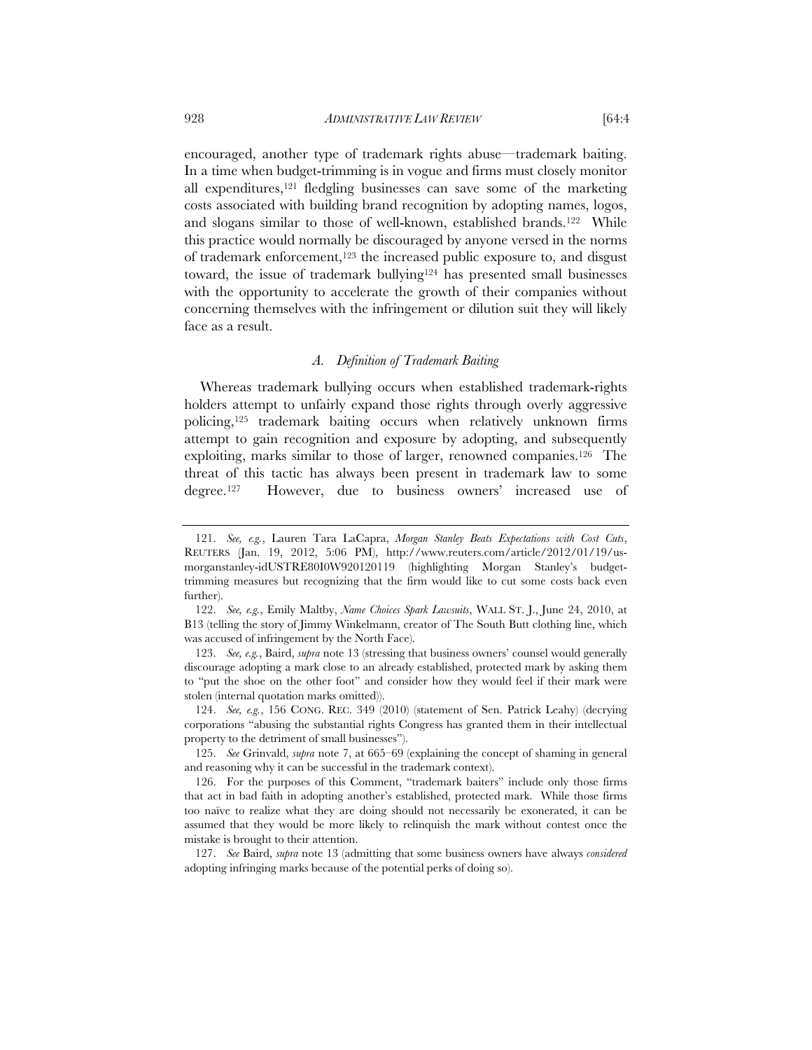encouraged, another type of trademark rights abuse—trademark baiting. In a time when budget-trimming is in vogue and firms must closely monitor all expenditures,[121] fledgling businesses can save some of the marketing costs associated with building brand recognition by adopting names, logos, and slogans similar to those of well-known, established brands.[122] While this practice would normally be discouraged by anyone versed in the norms of trademark enforcement,[123] the increased public exposure to, and disgust toward, the issue of trademark bullying[124] has presented small businesses with the opportunity to accelerate the growth of their companies without concerning themselves with the infringement or dilution suit they will likely face as a result.

### *A. Definition of Trademark Baiting*

Whereas trademark bullying occurs when established trademark-rights holders attempt to unfairly expand those rights through overly aggressive policing,[125] trademark baiting occurs when relatively unknown firms attempt to gain recognition and exposure by adopting, and subsequently exploiting, marks similar to those of larger, renowned companies.[126] The threat of this tactic has always been present in trademark law to some degree.[127] However, due to business owners' increased use of

---

121. *See, e.g.*, Lauren Tara LaCapra, *Morgan Stanley Beats Expectations with Cost Cuts*, REUTERS (Jan. 19, 2012, 5:06 PM), http://www.reuters.com/article/2012/01/19/us-morganstanley-idUSTRE80I0W920120119 (highlighting Morgan Stanley's budget-trimming measures but recognizing that the firm would like to cut some costs back even further).

122. *See, e.g.*, Emily Maltby, *Name Choices Spark Lawsuits*, WALL ST. J., June 24, 2010, at B13 (telling the story of Jimmy Winkelmann, creator of The South Butt clothing line, which was accused of infringement by the North Face).

123. *See, e.g.*, Baird, *supra* note 13 (stressing that business owners' counsel would generally discourage adopting a mark close to an already established, protected mark by asking them to "put the shoe on the other foot" and consider how they would feel if their mark were stolen (internal quotation marks omitted)).

124. *See, e.g.*, 156 CONG. REC. 349 (2010) (statement of Sen. Patrick Leahy) (decrying corporations "abusing the substantial rights Congress has granted them in their intellectual property to the detriment of small businesses").

125. *See* Grinvald, *supra* note 7, at 665–69 (explaining the concept of shaming in general and reasoning why it can be successful in the trademark context).

126. For the purposes of this Comment, "trademark baiters" include only those firms that act in bad faith in adopting another's established, protected mark. While those firms too naïve to realize what they are doing should not necessarily be exonerated, it can be assumed that they would be more likely to relinquish the mark without contest once the mistake is brought to their attention.

127. *See* Baird, *supra* note 13 (admitting that some business owners have always *considered* adopting infringing marks because of the potential perks of doing so).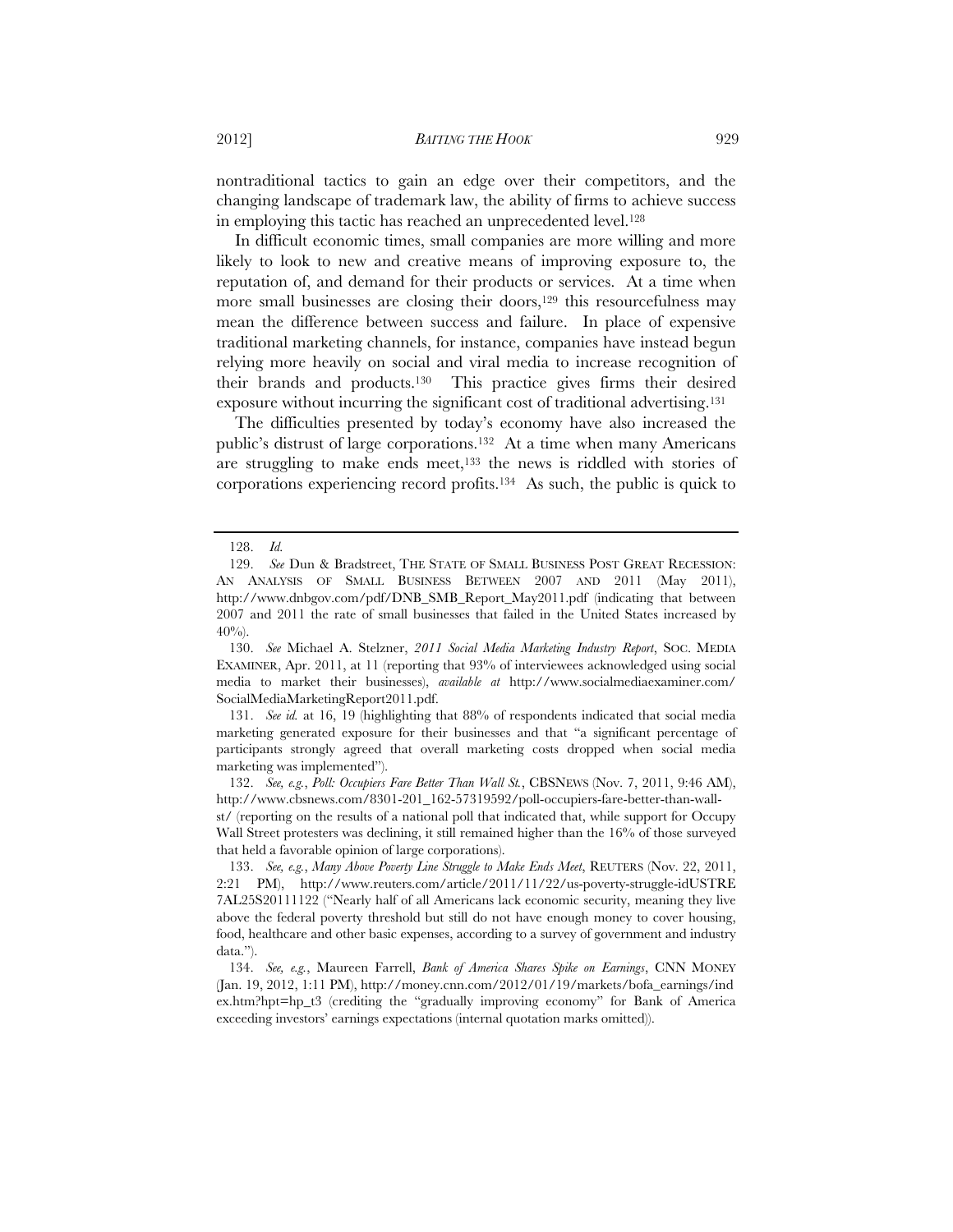nontraditional tactics to gain an edge over their competitors, and the changing landscape of trademark law, the ability of firms to achieve success in employing this tactic has reached an unprecedented level.[128]

In difficult economic times, small companies are more willing and more likely to look to new and creative means of improving exposure to, the reputation of, and demand for their products or services. At a time when more small businesses are closing their doors,[129] this resourcefulness may mean the difference between success and failure. In place of expensive traditional marketing channels, for instance, companies have instead begun relying more heavily on social and viral media to increase recognition of their brands and products.[130] This practice gives firms their desired exposure without incurring the significant cost of traditional advertising.[131]

The difficulties presented by today's economy have also increased the public's distrust of large corporations.[132] At a time when many Americans are struggling to make ends meet,[133] the news is riddled with stories of corporations experiencing record profits.[134] As such, the public is quick to

---

128. *Id.*

129. *See* Dun & Bradstreet, THE STATE OF SMALL BUSINESS POST GREAT RECESSION: AN ANALYSIS OF SMALL BUSINESS BETWEEN 2007 AND 2011 (May 2011), http://www.dnbgov.com/pdf/DNB_SMB_Report_May2011.pdf (indicating that between 2007 and 2011 the rate of small businesses that failed in the United States increased by 40%).

130. *See* Michael A. Stelzner, *2011 Social Media Marketing Industry Report*, SOC. MEDIA EXAMINER, Apr. 2011, at 11 (reporting that 93% of interviewees acknowledged using social media to market their businesses), *available at* http://www.socialmediaexaminer.com/SocialMediaMarketingReport2011.pdf.

131. *See id.* at 16, 19 (highlighting that 88% of respondents indicated that social media marketing generated exposure for their businesses and that "a significant percentage of participants strongly agreed that overall marketing costs dropped when social media marketing was implemented").

132. *See, e.g.*, *Poll: Occupiers Fare Better Than Wall St.*, CBSNEWS (Nov. 7, 2011, 9:46 AM), http://www.cbsnews.com/8301-201_162-57319592/poll-occupiers-fare-better-than-wall-st/ (reporting on the results of a national poll that indicated that, while support for Occupy Wall Street protesters was declining, it still remained higher than the 16% of those surveyed that held a favorable opinion of large corporations).

133. *See, e.g.*, *Many Above Poverty Line Struggle to Make Ends Meet*, REUTERS (Nov. 22, 2011, 2:21 PM), http://www.reuters.com/article/2011/11/22/us-poverty-struggle-idUSTRE7AL25S20111122 ("Nearly half of all Americans lack economic security, meaning they live above the federal poverty threshold but still do not have enough money to cover housing, food, healthcare and other basic expenses, according to a survey of government and industry data.").

134. *See, e.g.*, Maureen Farrell, *Bank of America Shares Spike on Earnings*, CNN MONEY (Jan. 19, 2012, 1:11 PM), http://money.cnn.com/2012/01/19/markets/bofa_earnings/index.htm?hpt=hp_t3 (crediting the "gradually improving economy" for Bank of America exceeding investors' earnings expectations (internal quotation marks omitted)).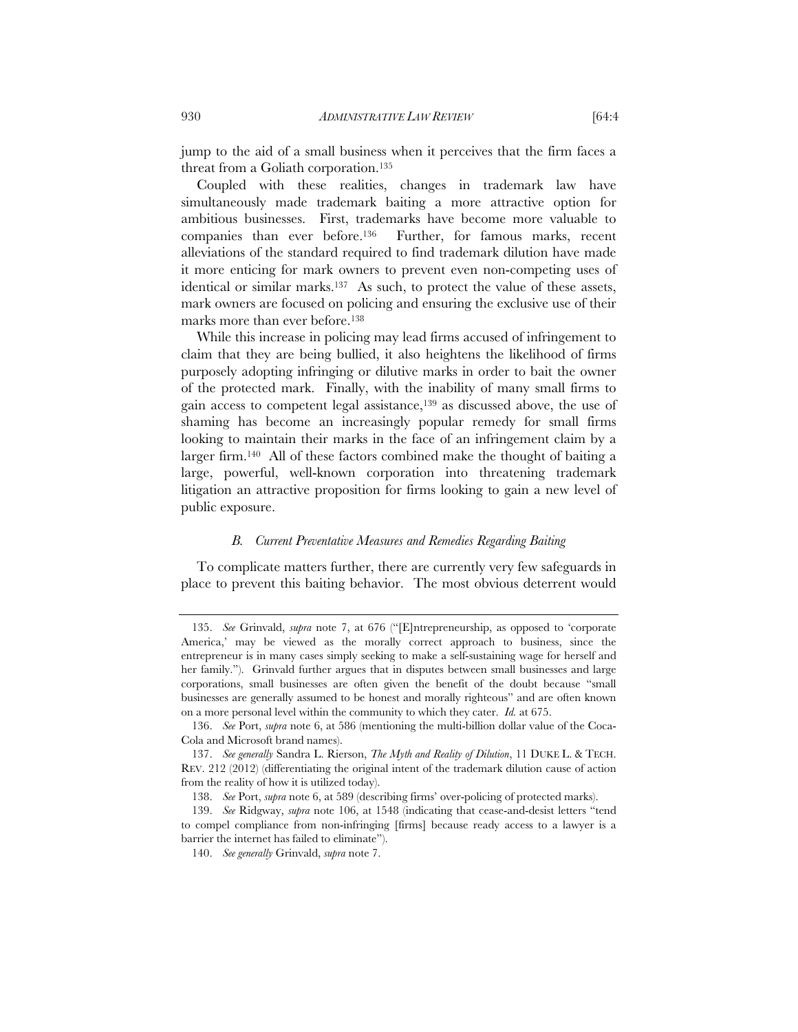jump to the aid of a small business when it perceives that the firm faces a threat from a Goliath corporation.[135]

Coupled with these realities, changes in trademark law have simultaneously made trademark baiting a more attractive option for ambitious businesses. First, trademarks have become more valuable to companies than ever before.[136] Further, for famous marks, recent alleviations of the standard required to find trademark dilution have made it more enticing for mark owners to prevent even non-competing uses of identical or similar marks.[137] As such, to protect the value of these assets, mark owners are focused on policing and ensuring the exclusive use of their marks more than ever before.[138]

While this increase in policing may lead firms accused of infringement to claim that they are being bullied, it also heightens the likelihood of firms purposely adopting infringing or dilutive marks in order to bait the owner of the protected mark. Finally, with the inability of many small firms to gain access to competent legal assistance,[139] as discussed above, the use of shaming has become an increasingly popular remedy for small firms looking to maintain their marks in the face of an infringement claim by a larger firm.[140] All of these factors combined make the thought of baiting a large, powerful, well-known corporation into threatening trademark litigation an attractive proposition for firms looking to gain a new level of public exposure.

### *B. Current Preventative Measures and Remedies Regarding Baiting*

To complicate matters further, there are currently very few safeguards in place to prevent this baiting behavior. The most obvious deterrent would

---

135. *See* Grinvald, *supra* note 7, at 676 ("[E]ntrepreneurship, as opposed to 'corporate America,' may be viewed as the morally correct approach to business, since the entrepreneur is in many cases simply seeking to make a self-sustaining wage for herself and her family."). Grinvald further argues that in disputes between small businesses and large corporations, small businesses are often given the benefit of the doubt because "small businesses are generally assumed to be honest and morally righteous" and are often known on a more personal level within the community to which they cater. *Id.* at 675.

136. *See* Port, *supra* note 6, at 586 (mentioning the multi-billion dollar value of the Coca-Cola and Microsoft brand names).

137. *See generally* Sandra L. Rierson, *The Myth and Reality of Dilution*, 11 DUKE L. & TECH. REV. 212 (2012) (differentiating the original intent of the trademark dilution cause of action from the reality of how it is utilized today).

138. *See* Port, *supra* note 6, at 589 (describing firms' over-policing of protected marks).

139. *See* Ridgway, *supra* note 106, at 1548 (indicating that cease-and-desist letters "tend to compel compliance from non-infringing [firms] because ready access to a lawyer is a barrier the internet has failed to eliminate").

140. *See generally* Grinvald, *supra* note 7.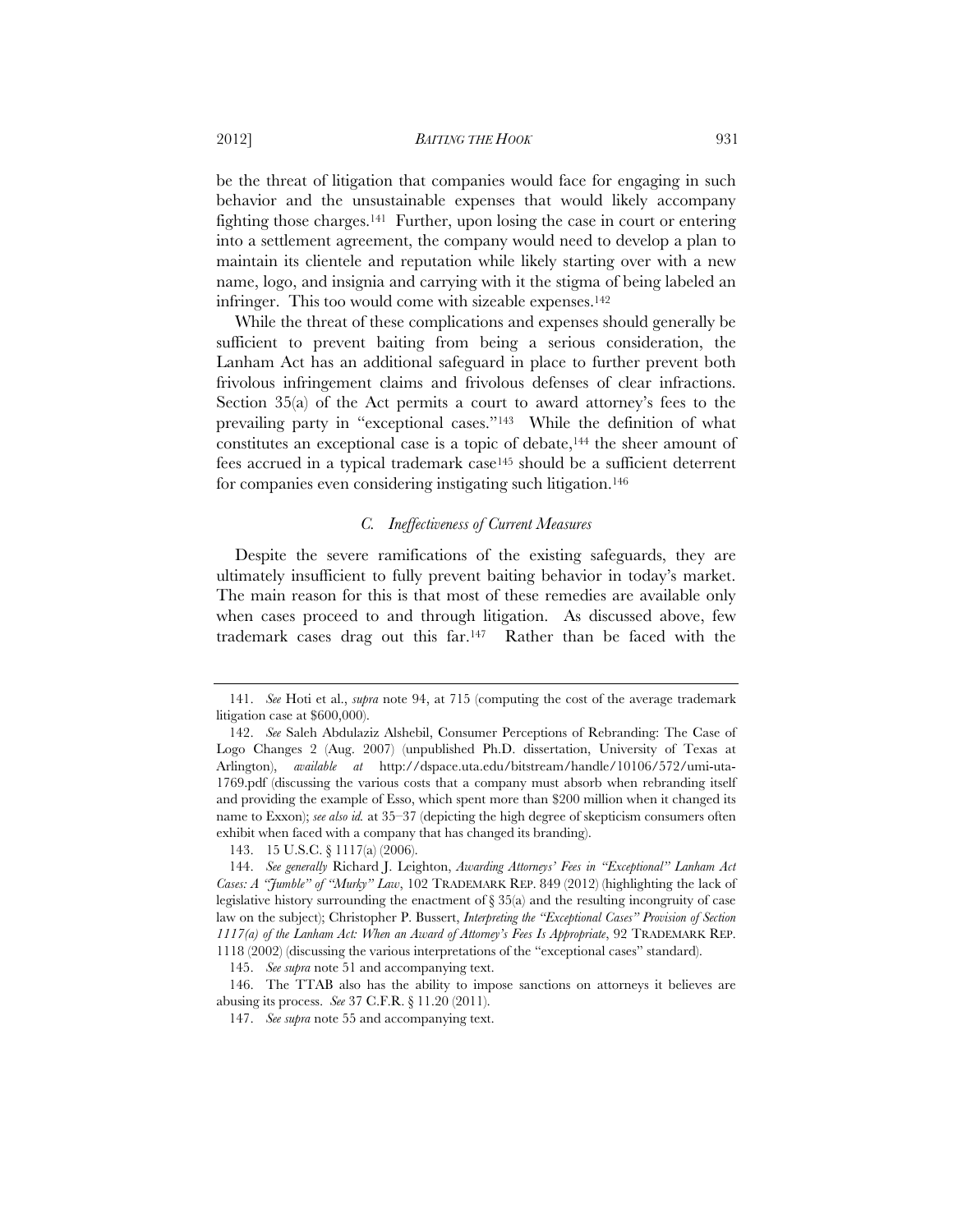be the threat of litigation that companies would face for engaging in such behavior and the unsustainable expenses that would likely accompany fighting those charges.[141] Further, upon losing the case in court or entering into a settlement agreement, the company would need to develop a plan to maintain its clientele and reputation while likely starting over with a new name, logo, and insignia and carrying with it the stigma of being labeled an infringer. This too would come with sizeable expenses.[142]

While the threat of these complications and expenses should generally be sufficient to prevent baiting from being a serious consideration, the Lanham Act has an additional safeguard in place to further prevent both frivolous infringement claims and frivolous defenses of clear infractions. Section 35(a) of the Act permits a court to award attorney's fees to the prevailing party in "exceptional cases."[143] While the definition of what constitutes an exceptional case is a topic of debate,[144] the sheer amount of fees accrued in a typical trademark case[145] should be a sufficient deterrent for companies even considering instigating such litigation.[146]

### *C. Ineffectiveness of Current Measures*

Despite the severe ramifications of the existing safeguards, they are ultimately insufficient to fully prevent baiting behavior in today's market. The main reason for this is that most of these remedies are available only when cases proceed to and through litigation. As discussed above, few trademark cases drag out this far.[147] Rather than be faced with the

---

141. *See* Hoti et al., *supra* note 94, at 715 (computing the cost of the average trademark litigation case at $600,000).

142. *See* Saleh Abdulaziz Alshebil, Consumer Perceptions of Rebranding: The Case of Logo Changes 2 (Aug. 2007) (unpublished Ph.D. dissertation, University of Texas at Arlington), *available at* http://dspace.uta.edu/bitstream/handle/10106/572/umi-uta-1769.pdf (discussing the various costs that a company must absorb when rebranding itself and providing the example of Esso, which spent more than $200 million when it changed its name to Exxon); *see also id.* at 35–37 (depicting the high degree of skepticism consumers often exhibit when faced with a company that has changed its branding).

143. 15 U.S.C. § 1117(a) (2006).

144. *See generally* Richard J. Leighton, *Awarding Attorneys' Fees in "Exceptional" Lanham Act Cases: A "Jumble" of "Murky" Law*, 102 TRADEMARK REP. 849 (2012) (highlighting the lack of legislative history surrounding the enactment of § 35(a) and the resulting incongruity of case law on the subject); Christopher P. Bussert, *Interpreting the "Exceptional Cases" Provision of Section 1117(a) of the Lanham Act: When an Award of Attorney's Fees Is Appropriate*, 92 TRADEMARK REP. 1118 (2002) (discussing the various interpretations of the "exceptional cases" standard).

145. *See supra* note 51 and accompanying text.

146. The TTAB also has the ability to impose sanctions on attorneys it believes are abusing its process. *See* 37 C.F.R. § 11.20 (2011).

147. *See supra* note 55 and accompanying text.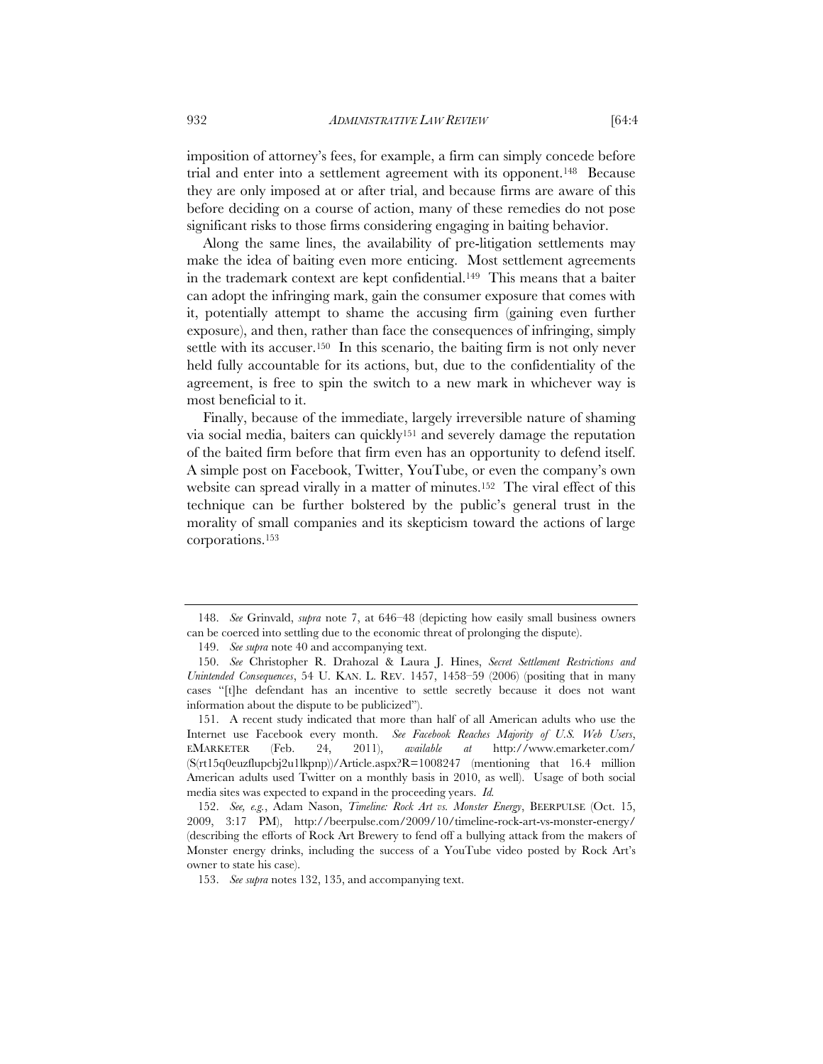imposition of attorney's fees, for example, a firm can simply concede before trial and enter into a settlement agreement with its opponent.[148] Because they are only imposed at or after trial, and because firms are aware of this before deciding on a course of action, many of these remedies do not pose significant risks to those firms considering engaging in baiting behavior.

Along the same lines, the availability of pre-litigation settlements may make the idea of baiting even more enticing. Most settlement agreements in the trademark context are kept confidential.[149] This means that a baiter can adopt the infringing mark, gain the consumer exposure that comes with it, potentially attempt to shame the accusing firm (gaining even further exposure), and then, rather than face the consequences of infringing, simply settle with its accuser.[150] In this scenario, the baiting firm is not only never held fully accountable for its actions, but, due to the confidentiality of the agreement, is free to spin the switch to a new mark in whichever way is most beneficial to it.

Finally, because of the immediate, largely irreversible nature of shaming via social media, baiters can quickly[151] and severely damage the reputation of the baited firm before that firm even has an opportunity to defend itself. A simple post on Facebook, Twitter, YouTube, or even the company's own website can spread virally in a matter of minutes.[152] The viral effect of this technique can be further bolstered by the public's general trust in the morality of small companies and its skepticism toward the actions of large corporations.[153]

---

148. *See* Grinvald, *supra* note 7, at 646–48 (depicting how easily small business owners can be coerced into settling due to the economic threat of prolonging the dispute).

149. *See supra* note 40 and accompanying text.

150. *See* Christopher R. Drahozal & Laura J. Hines, *Secret Settlement Restrictions and Unintended Consequences*, 54 U. KAN. L. REV. 1457, 1458–59 (2006) (positing that in many cases "[t]he defendant has an incentive to settle secretly because it does not want information about the dispute to be publicized").

151. A recent study indicated that more than half of all American adults who use the Internet use Facebook every month. *See Facebook Reaches Majority of U.S. Web Users*, EMARKETER (Feb. 24, 2011), *available at* http://www.emarketer.com/(S(rt15q0euzflupcbj2u1lkpnp))/Article.aspx?R=1008247 (mentioning that 16.4 million American adults used Twitter on a monthly basis in 2010, as well). Usage of both social media sites was expected to expand in the proceeding years. *Id.*

152. *See, e.g.*, Adam Nason, *Timeline: Rock Art vs. Monster Energy*, BEERPULSE (Oct. 15, 2009, 3:17 PM), http://beerpulse.com/2009/10/timeline-rock-art-vs-monster-energy/ (describing the efforts of Rock Art Brewery to fend off a bullying attack from the makers of Monster energy drinks, including the success of a YouTube video posted by Rock Art's owner to state his case).

153. *See supra* notes 132, 135, and accompanying text.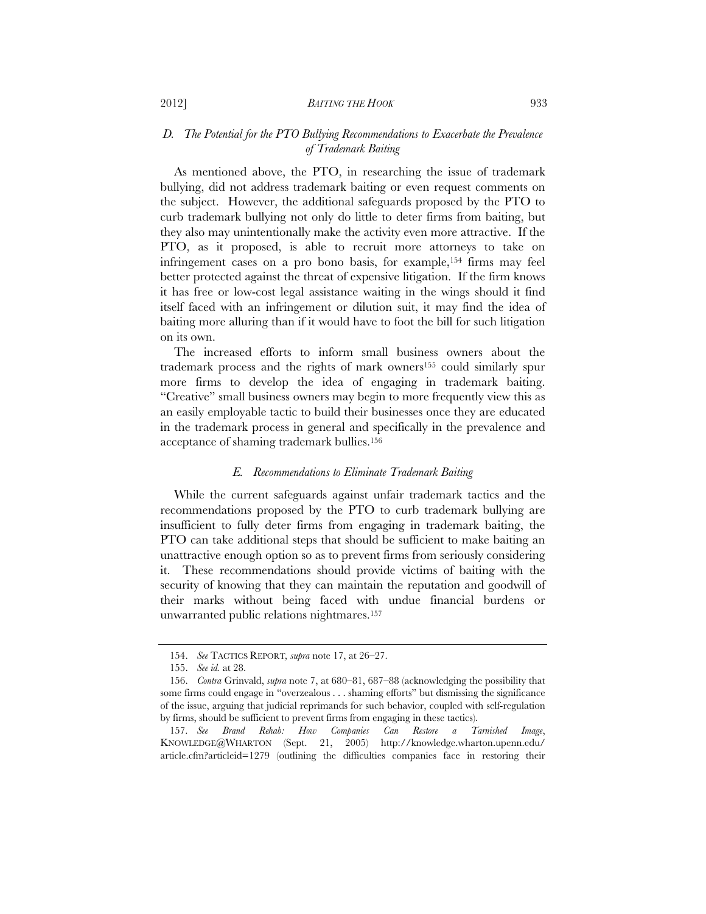### *D. The Potential for the PTO Bullying Recommendations to Exacerbate the Prevalence of Trademark Baiting*

As mentioned above, the PTO, in researching the issue of trademark bullying, did not address trademark baiting or even request comments on the subject. However, the additional safeguards proposed by the PTO to curb trademark bullying not only do little to deter firms from baiting, but they also may unintentionally make the activity even more attractive. If the PTO, as it proposed, is able to recruit more attorneys to take on infringement cases on a pro bono basis, for example,[154] firms may feel better protected against the threat of expensive litigation. If the firm knows it has free or low-cost legal assistance waiting in the wings should it find itself faced with an infringement or dilution suit, it may find the idea of baiting more alluring than if it would have to foot the bill for such litigation on its own.

The increased efforts to inform small business owners about the trademark process and the rights of mark owners[155] could similarly spur more firms to develop the idea of engaging in trademark baiting. "Creative" small business owners may begin to more frequently view this as an easily employable tactic to build their businesses once they are educated in the trademark process in general and specifically in the prevalence and acceptance of shaming trademark bullies.[156]

### *E. Recommendations to Eliminate Trademark Baiting*

While the current safeguards against unfair trademark tactics and the recommendations proposed by the PTO to curb trademark bullying are insufficient to fully deter firms from engaging in trademark baiting, the PTO can take additional steps that should be sufficient to make baiting an unattractive enough option so as to prevent firms from seriously considering it. These recommendations should provide victims of baiting with the security of knowing that they can maintain the reputation and goodwill of their marks without being faced with undue financial burdens or unwarranted public relations nightmares.[157]

---

154. *See* TACTICS REPORT, *supra* note 17, at 26–27.

155. *See id.* at 28.

156. *Contra* Grinvald, *supra* note 7, at 680–81, 687–88 (acknowledging the possibility that some firms could engage in "overzealous . . . shaming efforts" but dismissing the significance of the issue, arguing that judicial reprimands for such behavior, coupled with self-regulation by firms, should be sufficient to prevent firms from engaging in these tactics).

157. *See Brand Rehab: How Companies Can Restore a Tarnished Image*, KNOWLEDGE@WHARTON (Sept. 21, 2005) http://knowledge.wharton.upenn.edu/article.cfm?articleid=1279 (outlining the difficulties companies face in restoring their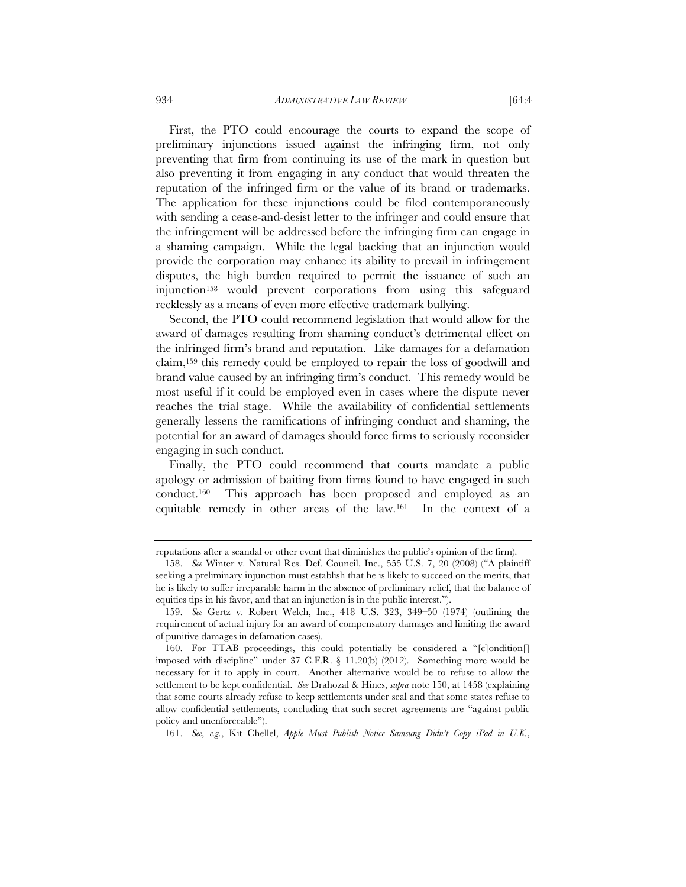First, the PTO could encourage the courts to expand the scope of preliminary injunctions issued against the infringing firm, not only preventing that firm from continuing its use of the mark in question but also preventing it from engaging in any conduct that would threaten the reputation of the infringed firm or the value of its brand or trademarks. The application for these injunctions could be filed contemporaneously with sending a cease-and-desist letter to the infringer and could ensure that the infringement will be addressed before the infringing firm can engage in a shaming campaign. While the legal backing that an injunction would provide the corporation may enhance its ability to prevail in infringement disputes, the high burden required to permit the issuance of such an injunction[158] would prevent corporations from using this safeguard recklessly as a means of even more effective trademark bullying.

Second, the PTO could recommend legislation that would allow for the award of damages resulting from shaming conduct's detrimental effect on the infringed firm's brand and reputation. Like damages for a defamation claim,[159] this remedy could be employed to repair the loss of goodwill and brand value caused by an infringing firm's conduct. This remedy would be most useful if it could be employed even in cases where the dispute never reaches the trial stage. While the availability of confidential settlements generally lessens the ramifications of infringing conduct and shaming, the potential for an award of damages should force firms to seriously reconsider engaging in such conduct.

Finally, the PTO could recommend that courts mandate a public apology or admission of baiting from firms found to have engaged in such conduct.[160] This approach has been proposed and employed as an equitable remedy in other areas of the law.[161] In the context of a

---

reputations after a scandal or other event that diminishes the public's opinion of the firm).

158. *See* Winter v. Natural Res. Def. Council, Inc., 555 U.S. 7, 20 (2008) ("A plaintiff seeking a preliminary injunction must establish that he is likely to succeed on the merits, that he is likely to suffer irreparable harm in the absence of preliminary relief, that the balance of equities tips in his favor, and that an injunction is in the public interest.").

159. *See* Gertz v. Robert Welch, Inc., 418 U.S. 323, 349–50 (1974) (outlining the requirement of actual injury for an award of compensatory damages and limiting the award of punitive damages in defamation cases).

160. For TTAB proceedings, this could potentially be considered a "[c]ondition[] imposed with discipline" under 37 C.F.R. § 11.20(b) (2012). Something more would be necessary for it to apply in court. Another alternative would be to refuse to allow the settlement to be kept confidential. *See* Drahozal & Hines, *supra* note 150, at 1458 (explaining that some courts already refuse to keep settlements under seal and that some states refuse to allow confidential settlements, concluding that such secret agreements are "against public policy and unenforceable").

161. *See, e.g.*, Kit Chellel, *Apple Must Publish Notice Samsung Didn't Copy iPad in U.K.*,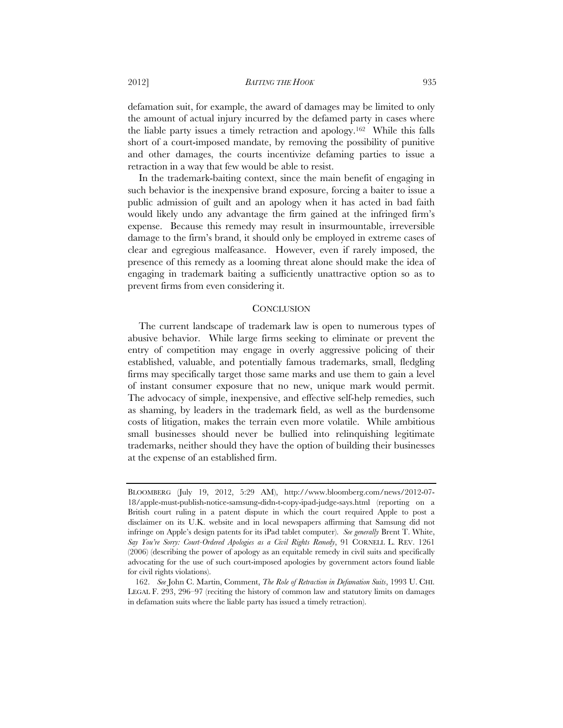defamation suit, for example, the award of damages may be limited to only the amount of actual injury incurred by the defamed party in cases where the liable party issues a timely retraction and apology.[162] While this falls short of a court-imposed mandate, by removing the possibility of punitive and other damages, the courts incentivize defaming parties to issue a retraction in a way that few would be able to resist.

In the trademark-baiting context, since the main benefit of engaging in such behavior is the inexpensive brand exposure, forcing a baiter to issue a public admission of guilt and an apology when it has acted in bad faith would likely undo any advantage the firm gained at the infringed firm's expense. Because this remedy may result in insurmountable, irreversible damage to the firm's brand, it should only be employed in extreme cases of clear and egregious malfeasance. However, even if rarely imposed, the presence of this remedy as a looming threat alone should make the idea of engaging in trademark baiting a sufficiently unattractive option so as to prevent firms from even considering it.

## CONCLUSION

The current landscape of trademark law is open to numerous types of abusive behavior. While large firms seeking to eliminate or prevent the entry of competition may engage in overly aggressive policing of their established, valuable, and potentially famous trademarks, small, fledgling firms may specifically target those same marks and use them to gain a level of instant consumer exposure that no new, unique mark would permit. The advocacy of simple, inexpensive, and effective self-help remedies, such as shaming, by leaders in the trademark field, as well as the burdensome costs of litigation, makes the terrain even more volatile. While ambitious small businesses should never be bullied into relinquishing legitimate trademarks, neither should they have the option of building their businesses at the expense of an established firm.

---

BLOOMBERG (July 19, 2012, 5:29 AM), http://www.bloomberg.com/news/2012-07-18/apple-must-publish-notice-samsung-didn-t-copy-ipad-judge-says.html (reporting on a British court ruling in a patent dispute in which the court required Apple to post a disclaimer on its U.K. website and in local newspapers affirming that Samsung did not infringe on Apple's design patents for its iPad tablet computer). *See generally* Brent T. White, *Say You're Sorry: Court-Ordered Apologies as a Civil Rights Remedy*, 91 CORNELL L. REV. 1261 (2006) (describing the power of apology as an equitable remedy in civil suits and specifically advocating for the use of such court-imposed apologies by government actors found liable for civil rights violations).

162. *See* John C. Martin, Comment, *The Role of Retraction in Defamation Suits*, 1993 U. CHI. LEGAL F. 293, 296–97 (reciting the history of common law and statutory limits on damages in defamation suits where the liable party has issued a timely retraction).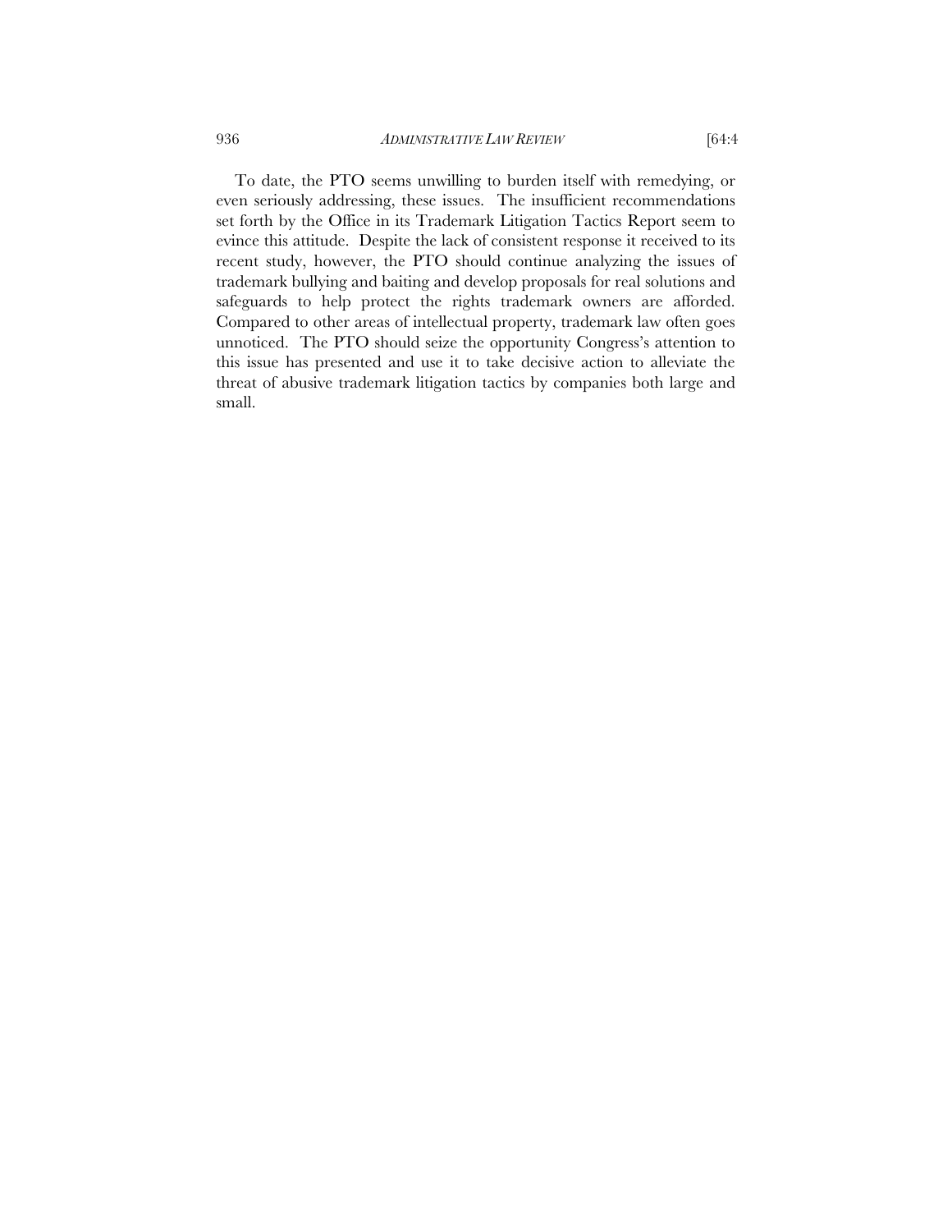To date, the PTO seems unwilling to burden itself with remedying, or even seriously addressing, these issues. The insufficient recommendations set forth by the Office in its Trademark Litigation Tactics Report seem to evince this attitude. Despite the lack of consistent response it received to its recent study, however, the PTO should continue analyzing the issues of trademark bullying and baiting and develop proposals for real solutions and safeguards to help protect the rights trademark owners are afforded. Compared to other areas of intellectual property, trademark law often goes unnoticed. The PTO should seize the opportunity Congress's attention to this issue has presented and use it to take decisive action to alleviate the threat of abusive trademark litigation tactics by companies both large and small.